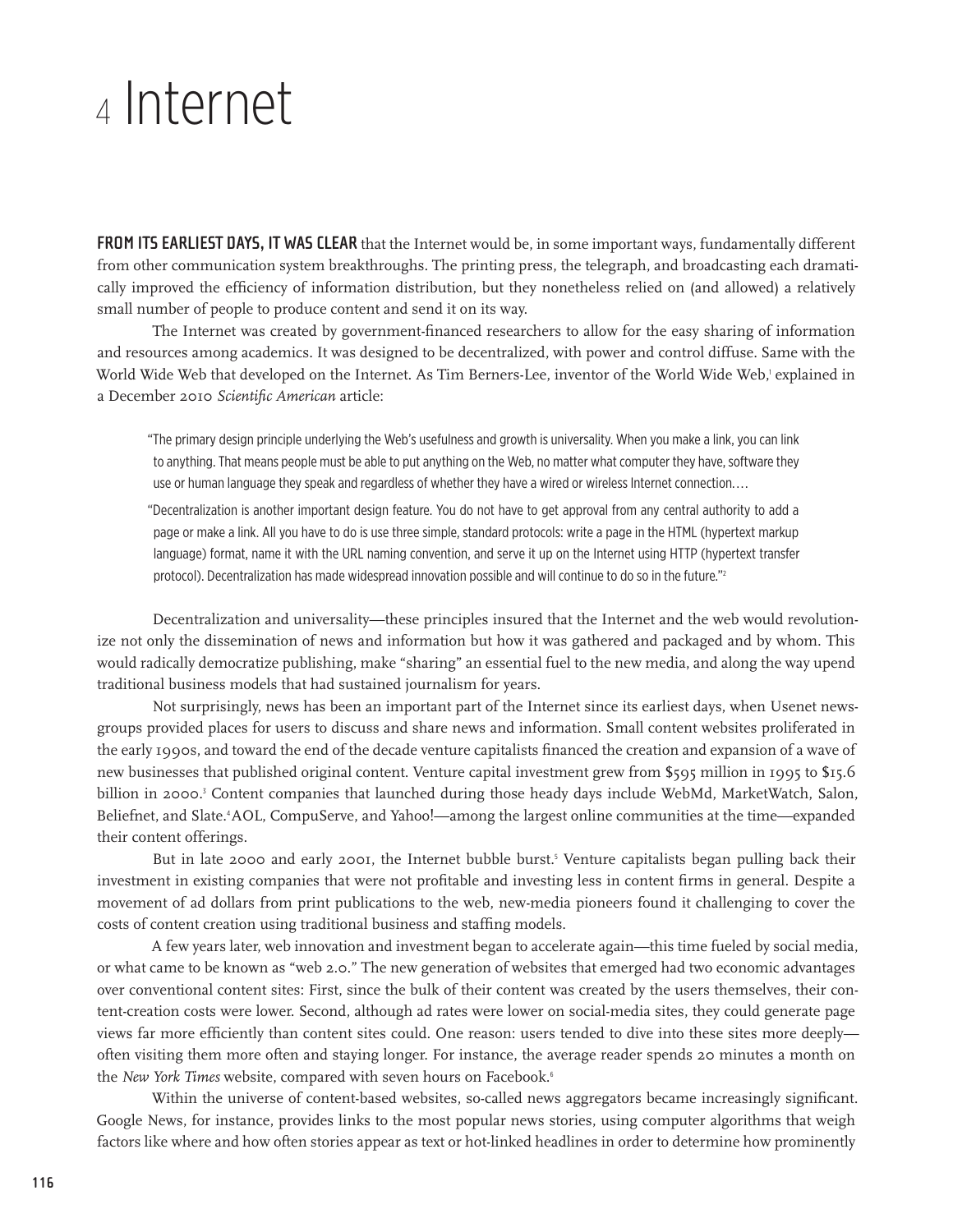# 4 Internet

**FROM ITS EARLIEST DAYS, IT WAS CLEAR** that the Internet would be, in some important ways, fundamentally different from other communication system breakthroughs. The printing press, the telegraph, and broadcasting each dramatically improved the efficiency of information distribution, but they nonetheless relied on (and allowed) a relatively small number of people to produce content and send it on its way.

The Internet was created by government-financed researchers to allow for the easy sharing of information and resources among academics. It was designed to be decentralized, with power and control diffuse. Same with the World Wide Web that developed on the Internet. As Tim Berners-Lee, inventor of the World Wide Web,[1] explained in a December 2010 *Scientific American* article:

> "The primary design principle underlying the Web's usefulness and growth is universality. When you make a link, you can link to anything. That means people must be able to put anything on the Web, no matter what computer they have, software they use or human language they speak and regardless of whether they have a wired or wireless Internet connection.…
>
> "Decentralization is another important design feature. You do not have to get approval from any central authority to add a page or make a link. All you have to do is use three simple, standard protocols: write a page in the HTML (hypertext markup language) format, name it with the URL naming convention, and serve it up on the Internet using HTTP (hypertext transfer protocol). Decentralization has made widespread innovation possible and will continue to do so in the future."[2]

Decentralization and universality—these principles insured that the Internet and the web would revolutionize not only the dissemination of news and information but how it was gathered and packaged and by whom. This would radically democratize publishing, make "sharing" an essential fuel to the new media, and along the way upend traditional business models that had sustained journalism for years.

Not surprisingly, news has been an important part of the Internet since its earliest days, when Usenet newsgroups provided places for users to discuss and share news and information. Small content websites proliferated in the early 1990s, and toward the end of the decade venture capitalists financed the creation and expansion of a wave of new businesses that published original content. Venture capital investment grew from $595 million in 1995 to $15.6 billion in 2000.[3] Content companies that launched during those heady days include WebMd, MarketWatch, Salon, Beliefnet, and Slate.[4] AOL, CompuServe, and Yahoo!—among the largest online communities at the time—expanded their content offerings.

But in late 2000 and early 2001, the Internet bubble burst.[5] Venture capitalists began pulling back their investment in existing companies that were not profitable and investing less in content firms in general. Despite a movement of ad dollars from print publications to the web, new-media pioneers found it challenging to cover the costs of content creation using traditional business and staffing models.

A few years later, web innovation and investment began to accelerate again—this time fueled by social media, or what came to be known as "web 2.0." The new generation of websites that emerged had two economic advantages over conventional content sites: First, since the bulk of their content was created by the users themselves, their content-creation costs were lower. Second, although ad rates were lower on social-media sites, they could generate page views far more efficiently than content sites could. One reason: users tended to dive into these sites more deeply—often visiting them more often and staying longer. For instance, the average reader spends 20 minutes a month on the *New York Times* website, compared with seven hours on Facebook.[6]

Within the universe of content-based websites, so-called news aggregators became increasingly significant. Google News, for instance, provides links to the most popular news stories, using computer algorithms that weigh factors like where and how often stories appear as text or hot-linked headlines in order to determine how prominently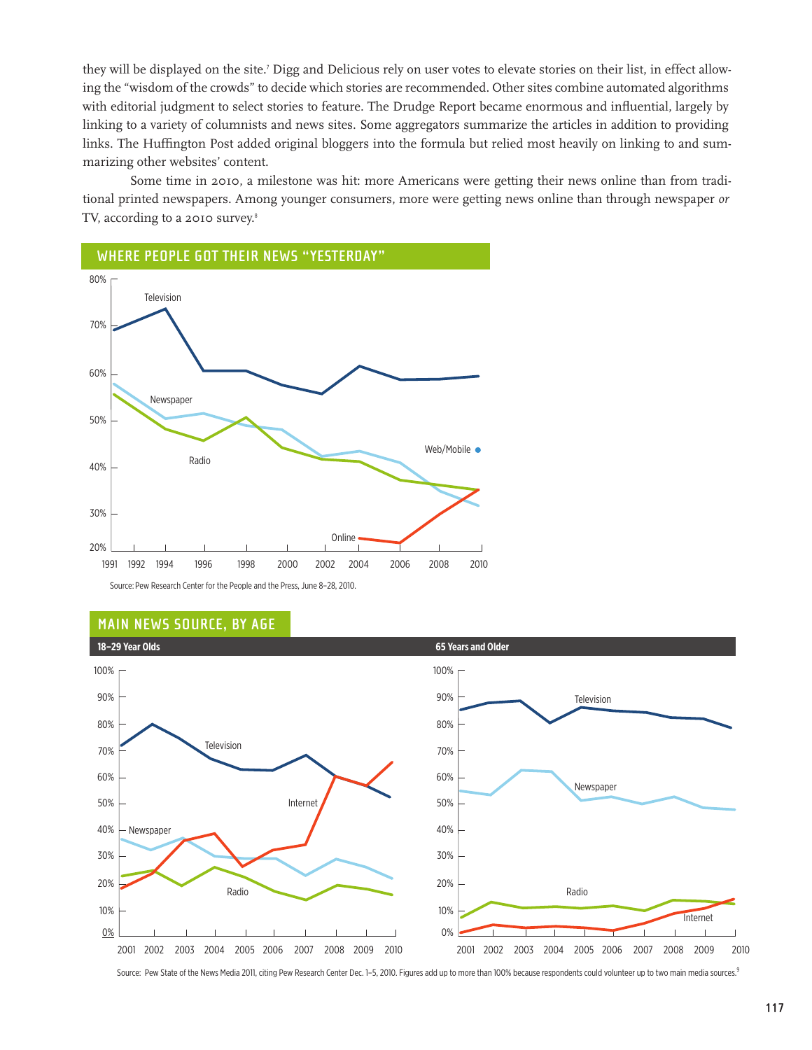they will be displayed on the site.[7] Digg and Delicious rely on user votes to elevate stories on their list, in effect allowing the "wisdom of the crowds" to decide which stories are recommended. Other sites combine automated algorithms with editorial judgment to select stories to feature. The Drudge Report became enormous and influential, largely by linking to a variety of columnists and news sites. Some aggregators summarize the articles in addition to providing links. The Huffington Post added original bloggers into the formula but relied most heavily on linking to and summarizing other websites' content.

Some time in 2010, a milestone was hit: more Americans were getting their news online than from traditional printed newspapers. Among younger consumers, more were getting news online than through newspaper *or* TV, according to a 2010 survey.[8]

## WHERE PEOPLE GOT THEIR NEWS "YESTERDAY"

Source: Pew Research Center for the People and the Press, June 8–28, 2010.

## MAIN NEWS SOURCE, BY AGE

Source: Pew State of the News Media 2011, citing Pew Research Center Dec. 1–5, 2010. Figures add up to more than 100% because respondents could volunteer up to two main media sources.[9]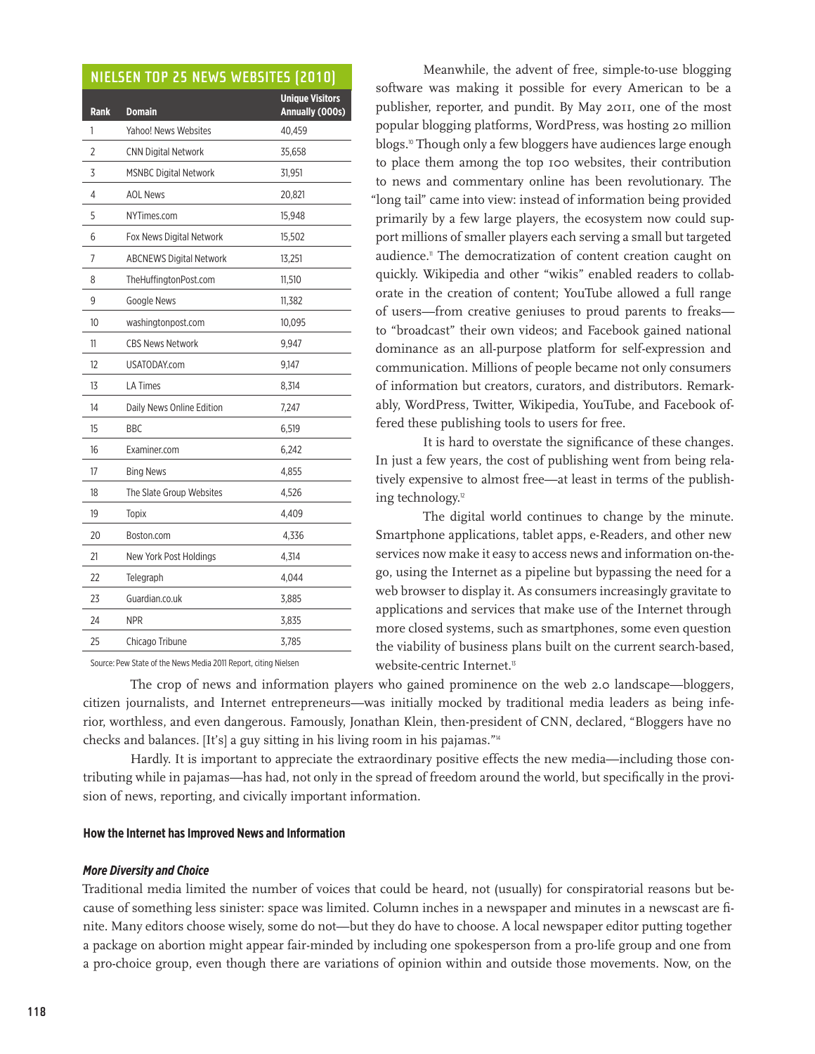## NIELSEN TOP 25 NEWS WEBSITES (2010)

| Rank | Domain | Unique Visitors Annually (000s) |
|---|---|---|
| 1 | Yahoo! News Websites | 40,459 |
| 2 | CNN Digital Network | 35,658 |
| 3 | MSNBC Digital Network | 31,951 |
| 4 | AOL News | 20,821 |
| 5 | NYTimes.com | 15,948 |
| 6 | Fox News Digital Network | 15,502 |
| 7 | ABCNEWS Digital Network | 13,251 |
| 8 | TheHuffingtonPost.com | 11,510 |
| 9 | Google News | 11,382 |
| 10 | washingtonpost.com | 10,095 |
| 11 | CBS News Network | 9,947 |
| 12 | USATODAY.com | 9,147 |
| 13 | LA Times | 8,314 |
| 14 | Daily News Online Edition | 7,247 |
| 15 | BBC | 6,519 |
| 16 | Examiner.com | 6,242 |
| 17 | Bing News | 4,855 |
| 18 | The Slate Group Websites | 4,526 |
| 19 | Topix | 4,409 |
| 20 | Boston.com | 4,336 |
| 21 | New York Post Holdings | 4,314 |
| 22 | Telegraph | 4,044 |
| 23 | Guardian.co.uk | 3,885 |
| 24 | NPR | 3,835 |
| 25 | Chicago Tribune | 3,785 |

Source: Pew State of the News Media 2011 Report, citing Nielsen

Meanwhile, the advent of free, simple-to-use blogging software was making it possible for every American to be a publisher, reporter, and pundit. By May 2011, one of the most popular blogging platforms, WordPress, was hosting 20 million blogs.[10] Though only a few bloggers have audiences large enough to place them among the top 100 websites, their contribution to news and commentary online has been revolutionary. The "long tail" came into view: instead of information being provided primarily by a few large players, the ecosystem now could support millions of smaller players each serving a small but targeted audience.[11] The democratization of content creation caught on quickly. Wikipedia and other "wikis" enabled readers to collaborate in the creation of content; YouTube allowed a full range of users—from creative geniuses to proud parents to freaks—to "broadcast" their own videos; and Facebook gained national dominance as an all-purpose platform for self-expression and communication. Millions of people became not only consumers of information but creators, curators, and distributors. Remarkably, WordPress, Twitter, Wikipedia, YouTube, and Facebook offered these publishing tools to users for free.

It is hard to overstate the significance of these changes. In just a few years, the cost of publishing went from being relatively expensive to almost free—at least in terms of the publishing technology.[12]

The digital world continues to change by the minute. Smartphone applications, tablet apps, e-Readers, and other new services now make it easy to access news and information on-the-go, using the Internet as a pipeline but bypassing the need for a web browser to display it. As consumers increasingly gravitate to applications and services that make use of the Internet through more closed systems, such as smartphones, some even question the viability of business plans built on the current search-based, website-centric Internet.[13]

The crop of news and information players who gained prominence on the web 2.0 landscape—bloggers, citizen journalists, and Internet entrepreneurs—was initially mocked by traditional media leaders as being inferior, worthless, and even dangerous. Famously, Jonathan Klein, then-president of CNN, declared, "Bloggers have no checks and balances. [It's] a guy sitting in his living room in his pajamas."[14]

Hardly. It is important to appreciate the extraordinary positive effects the new media—including those contributing while in pajamas—has had, not only in the spread of freedom around the world, but specifically in the provision of news, reporting, and civically important information.

### How the Internet has Improved News and Information

#### *More Diversity and Choice*

Traditional media limited the number of voices that could be heard, not (usually) for conspiratorial reasons but because of something less sinister: space was limited. Column inches in a newspaper and minutes in a newscast are finite. Many editors choose wisely, some do not—but they do have to choose. A local newspaper editor putting together a package on abortion might appear fair-minded by including one spokesperson from a pro-life group and one from a pro-choice group, even though there are variations of opinion within and outside those movements. Now, on the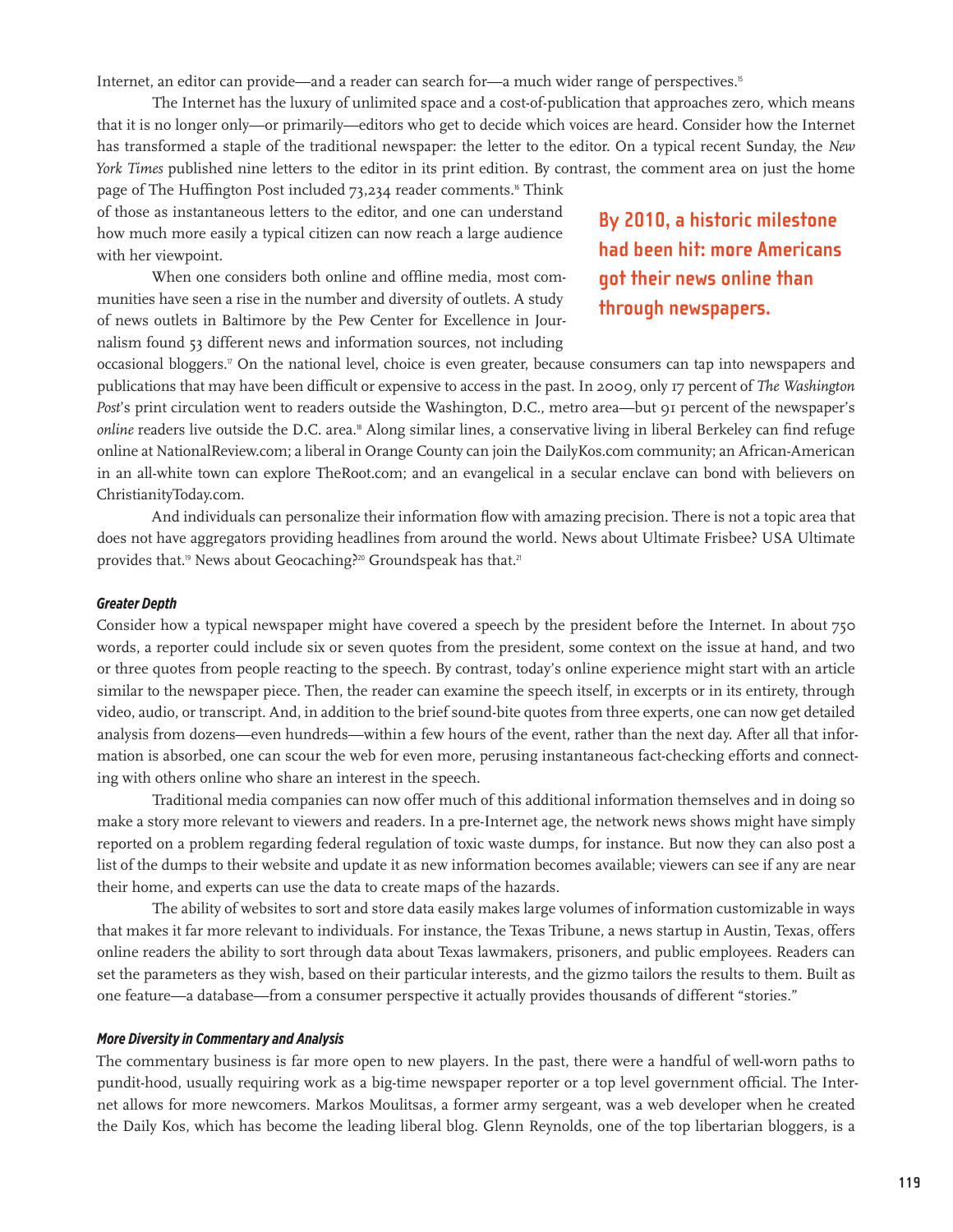Internet, an editor can provide—and a reader can search for—a much wider range of perspectives.[15]

The Internet has the luxury of unlimited space and a cost-of-publication that approaches zero, which means that it is no longer only—or primarily—editors who get to decide which voices are heard. Consider how the Internet has transformed a staple of the traditional newspaper: the letter to the editor. On a typical recent Sunday, the *New York Times* published nine letters to the editor in its print edition. By contrast, the comment area on just the home page of The Huffington Post included 73,234 reader comments.[16] Think of those as instantaneous letters to the editor, and one can understand how much more easily a typical citizen can now reach a large audience with her viewpoint.

**By 2010, a historic milestone had been hit: more Americans got their news online than through newspapers.**

When one considers both online and offline media, most communities have seen a rise in the number and diversity of outlets. A study of news outlets in Baltimore by the Pew Center for Excellence in Journalism found 53 different news and information sources, not including occasional bloggers.[17] On the national level, choice is even greater, because consumers can tap into newspapers and publications that may have been difficult or expensive to access in the past. In 2009, only 17 percent of *The Washington Post*'s print circulation went to readers outside the Washington, D.C., metro area—but 91 percent of the newspaper's *online* readers live outside the D.C. area.[18] Along similar lines, a conservative living in liberal Berkeley can find refuge online at NationalReview.com; a liberal in Orange County can join the DailyKos.com community; an African-American in an all-white town can explore TheRoot.com; and an evangelical in a secular enclave can bond with believers on ChristianityToday.com.

And individuals can personalize their information flow with amazing precision. There is not a topic area that does not have aggregators providing headlines from around the world. News about Ultimate Frisbee? USA Ultimate provides that.[19] News about Geocaching?[20] Groundspeak has that.[21]

### Greater Depth

Consider how a typical newspaper might have covered a speech by the president before the Internet. In about 750 words, a reporter could include six or seven quotes from the president, some context on the issue at hand, and two or three quotes from people reacting to the speech. By contrast, today's online experience might start with an article similar to the newspaper piece. Then, the reader can examine the speech itself, in excerpts or in its entirety, through video, audio, or transcript. And, in addition to the brief sound-bite quotes from three experts, one can now get detailed analysis from dozens—even hundreds—within a few hours of the event, rather than the next day. After all that information is absorbed, one can scour the web for even more, perusing instantaneous fact-checking efforts and connecting with others online who share an interest in the speech.

Traditional media companies can now offer much of this additional information themselves and in doing so make a story more relevant to viewers and readers. In a pre-Internet age, the network news shows might have simply reported on a problem regarding federal regulation of toxic waste dumps, for instance. But now they can also post a list of the dumps to their website and update it as new information becomes available; viewers can see if any are near their home, and experts can use the data to create maps of the hazards.

The ability of websites to sort and store data easily makes large volumes of information customizable in ways that makes it far more relevant to individuals. For instance, the Texas Tribune, a news startup in Austin, Texas, offers online readers the ability to sort through data about Texas lawmakers, prisoners, and public employees. Readers can set the parameters as they wish, based on their particular interests, and the gizmo tailors the results to them. Built as one feature—a database—from a consumer perspective it actually provides thousands of different "stories."

### More Diversity in Commentary and Analysis

The commentary business is far more open to new players. In the past, there were a handful of well-worn paths to pundit-hood, usually requiring work as a big-time newspaper reporter or a top level government official. The Internet allows for more newcomers. Markos Moulitsas, a former army sergeant, was a web developer when he created the Daily Kos, which has become the leading liberal blog. Glenn Reynolds, one of the top libertarian bloggers, is a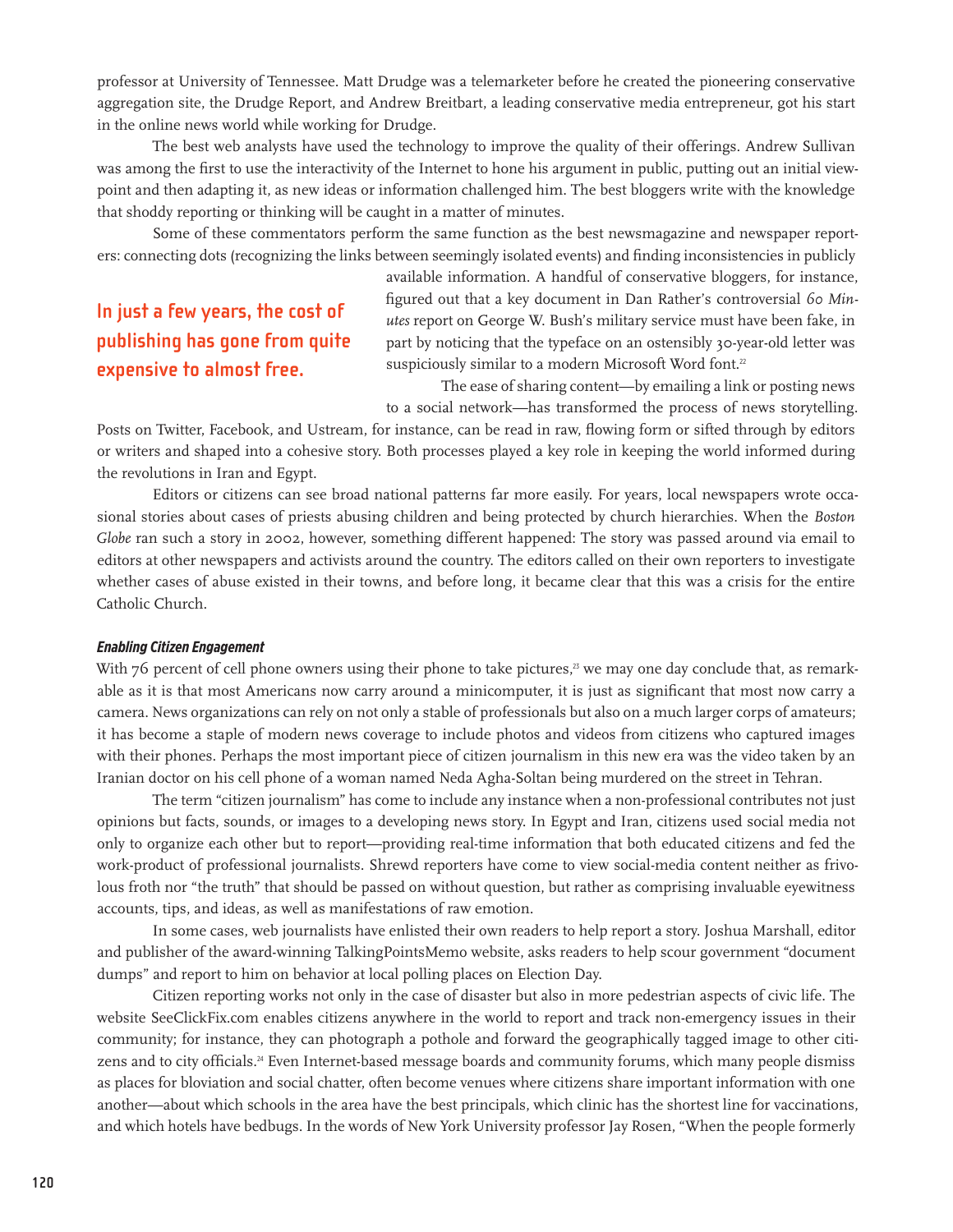professor at University of Tennessee. Matt Drudge was a telemarketer before he created the pioneering conservative aggregation site, the Drudge Report, and Andrew Breitbart, a leading conservative media entrepreneur, got his start in the online news world while working for Drudge.

The best web analysts have used the technology to improve the quality of their offerings. Andrew Sullivan was among the first to use the interactivity of the Internet to hone his argument in public, putting out an initial viewpoint and then adapting it, as new ideas or information challenged him. The best bloggers write with the knowledge that shoddy reporting or thinking will be caught in a matter of minutes.

Some of these commentators perform the same function as the best newsmagazine and newspaper reporters: connecting dots (recognizing the links between seemingly isolated events) and finding inconsistencies in publicly available information. A handful of conservative bloggers, for instance, figured out that a key document in Dan Rather's controversial *60 Minutes* report on George W. Bush's military service must have been fake, in part by noticing that the typeface on an ostensibly 30-year-old letter was suspiciously similar to a modern Microsoft Word font.[22]

**In just a few years, the cost of publishing has gone from quite expensive to almost free.**

The ease of sharing content—by emailing a link or posting news to a social network—has transformed the process of news storytelling. Posts on Twitter, Facebook, and Ustream, for instance, can be read in raw, flowing form or sifted through by editors or writers and shaped into a cohesive story. Both processes played a key role in keeping the world informed during the revolutions in Iran and Egypt.

Editors or citizens can see broad national patterns far more easily. For years, local newspapers wrote occasional stories about cases of priests abusing children and being protected by church hierarchies. When the *Boston Globe* ran such a story in 2002, however, something different happened: The story was passed around via email to editors at other newspapers and activists around the country. The editors called on their own reporters to investigate whether cases of abuse existed in their towns, and before long, it became clear that this was a crisis for the entire Catholic Church.

#### *Enabling Citizen Engagement*

With 76 percent of cell phone owners using their phone to take pictures,[23] we may one day conclude that, as remarkable as it is that most Americans now carry around a minicomputer, it is just as significant that most now carry a camera. News organizations can rely on not only a stable of professionals but also on a much larger corps of amateurs; it has become a staple of modern news coverage to include photos and videos from citizens who captured images with their phones. Perhaps the most important piece of citizen journalism in this new era was the video taken by an Iranian doctor on his cell phone of a woman named Neda Agha-Soltan being murdered on the street in Tehran.

The term "citizen journalism" has come to include any instance when a non-professional contributes not just opinions but facts, sounds, or images to a developing news story. In Egypt and Iran, citizens used social media not only to organize each other but to report—providing real-time information that both educated citizens and fed the work-product of professional journalists. Shrewd reporters have come to view social-media content neither as frivolous froth nor "the truth" that should be passed on without question, but rather as comprising invaluable eyewitness accounts, tips, and ideas, as well as manifestations of raw emotion.

In some cases, web journalists have enlisted their own readers to help report a story. Joshua Marshall, editor and publisher of the award-winning TalkingPointsMemo website, asks readers to help scour government "document dumps" and report to him on behavior at local polling places on Election Day.

Citizen reporting works not only in the case of disaster but also in more pedestrian aspects of civic life. The website SeeClickFix.com enables citizens anywhere in the world to report and track non-emergency issues in their community; for instance, they can photograph a pothole and forward the geographically tagged image to other citizens and to city officials.[24] Even Internet-based message boards and community forums, which many people dismiss as places for bloviation and social chatter, often become venues where citizens share important information with one another—about which schools in the area have the best principals, which clinic has the shortest line for vaccinations, and which hotels have bedbugs. In the words of New York University professor Jay Rosen, "When the people formerly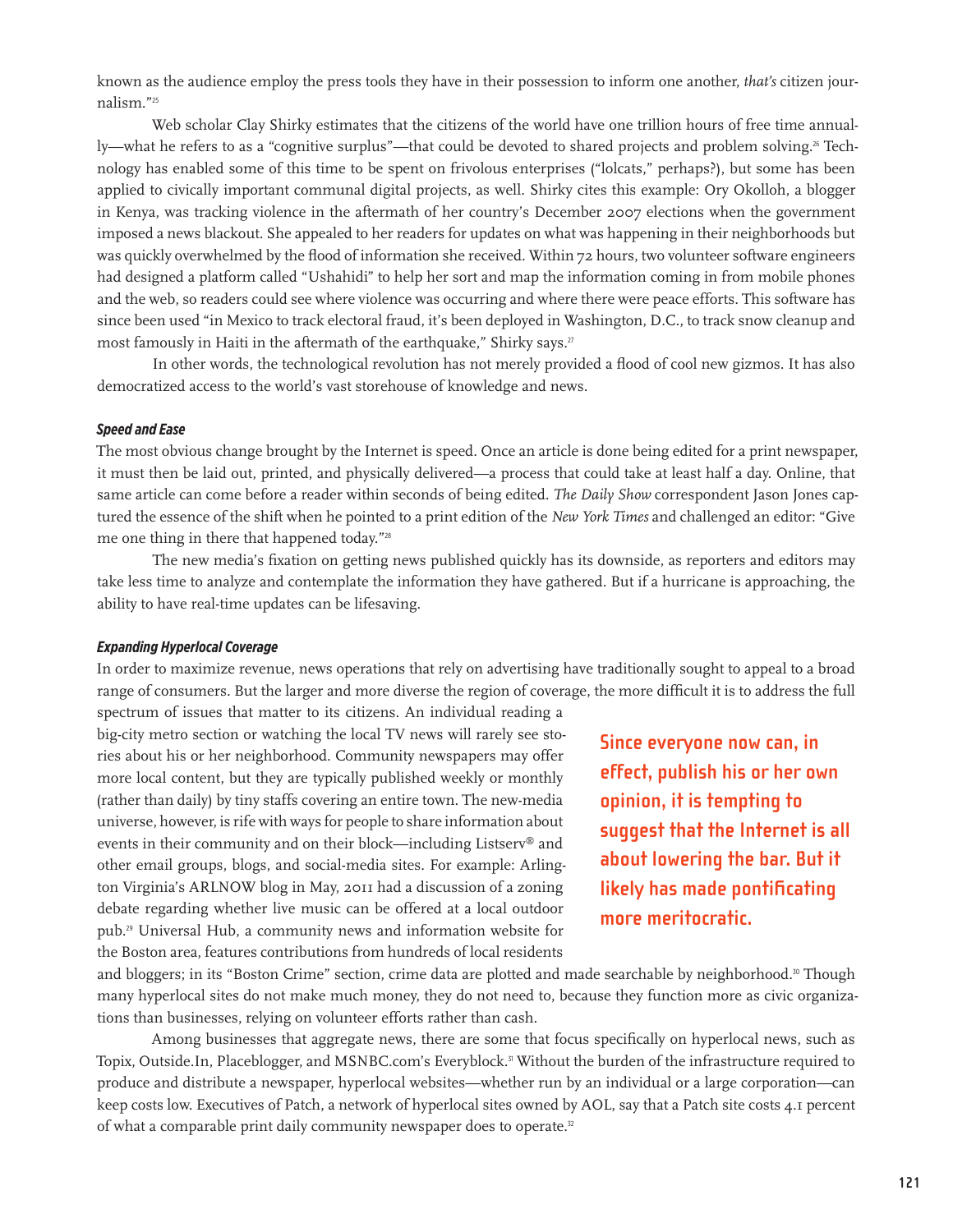known as the audience employ the press tools they have in their possession to inform one another, *that's* citizen journalism."[25]

Web scholar Clay Shirky estimates that the citizens of the world have one trillion hours of free time annually—what he refers to as a "cognitive surplus"—that could be devoted to shared projects and problem solving.[26] Technology has enabled some of this time to be spent on frivolous enterprises ("lolcats," perhaps?), but some has been applied to civically important communal digital projects, as well. Shirky cites this example: Ory Okolloh, a blogger in Kenya, was tracking violence in the aftermath of her country's December 2007 elections when the government imposed a news blackout. She appealed to her readers for updates on what was happening in their neighborhoods but was quickly overwhelmed by the flood of information she received. Within 72 hours, two volunteer software engineers had designed a platform called "Ushahidi" to help her sort and map the information coming in from mobile phones and the web, so readers could see where violence was occurring and where there were peace efforts. This software has since been used "in Mexico to track electoral fraud, it's been deployed in Washington, D.C., to track snow cleanup and most famously in Haiti in the aftermath of the earthquake," Shirky says.[27]

In other words, the technological revolution has not merely provided a flood of cool new gizmos. It has also democratized access to the world's vast storehouse of knowledge and news.

#### *Speed and Ease*

The most obvious change brought by the Internet is speed. Once an article is done being edited for a print newspaper, it must then be laid out, printed, and physically delivered—a process that could take at least half a day. Online, that same article can come before a reader within seconds of being edited. *The Daily Show* correspondent Jason Jones captured the essence of the shift when he pointed to a print edition of the *New York Times* and challenged an editor: "Give me one thing in there that happened today."[28]

The new media's fixation on getting news published quickly has its downside, as reporters and editors may take less time to analyze and contemplate the information they have gathered. But if a hurricane is approaching, the ability to have real-time updates can be lifesaving.

#### *Expanding Hyperlocal Coverage*

In order to maximize revenue, news operations that rely on advertising have traditionally sought to appeal to a broad range of consumers. But the larger and more diverse the region of coverage, the more difficult it is to address the full spectrum of issues that matter to its citizens. An individual reading a big-city metro section or watching the local TV news will rarely see stories about his or her neighborhood. Community newspapers may offer more local content, but they are typically published weekly or monthly (rather than daily) by tiny staffs covering an entire town. The new-media universe, however, is rife with ways for people to share information about events in their community and on their block—including Listserv® and other email groups, blogs, and social-media sites. For example: Arlington Virginia's ARLNOW blog in May, 2011 had a discussion of a zoning debate regarding whether live music can be offered at a local outdoor pub.[29] Universal Hub, a community news and information website for the Boston area, features contributions from hundreds of local residents and bloggers; in its "Boston Crime" section, crime data are plotted and made searchable by neighborhood.[30] Though many hyperlocal sites do not make much money, they do not need to, because they function more as civic organizations than businesses, relying on volunteer efforts rather than cash.

**Since everyone now can, in effect, publish his or her own opinion, it is tempting to suggest that the Internet is all about lowering the bar. But it likely has made pontificating more meritocratic.**

Among businesses that aggregate news, there are some that focus specifically on hyperlocal news, such as Topix, Outside.In, Placeblogger, and MSNBC.com's Everyblock.[31] Without the burden of the infrastructure required to produce and distribute a newspaper, hyperlocal websites—whether run by an individual or a large corporation—can keep costs low. Executives of Patch, a network of hyperlocal sites owned by AOL, say that a Patch site costs 4.1 percent of what a comparable print daily community newspaper does to operate.[32]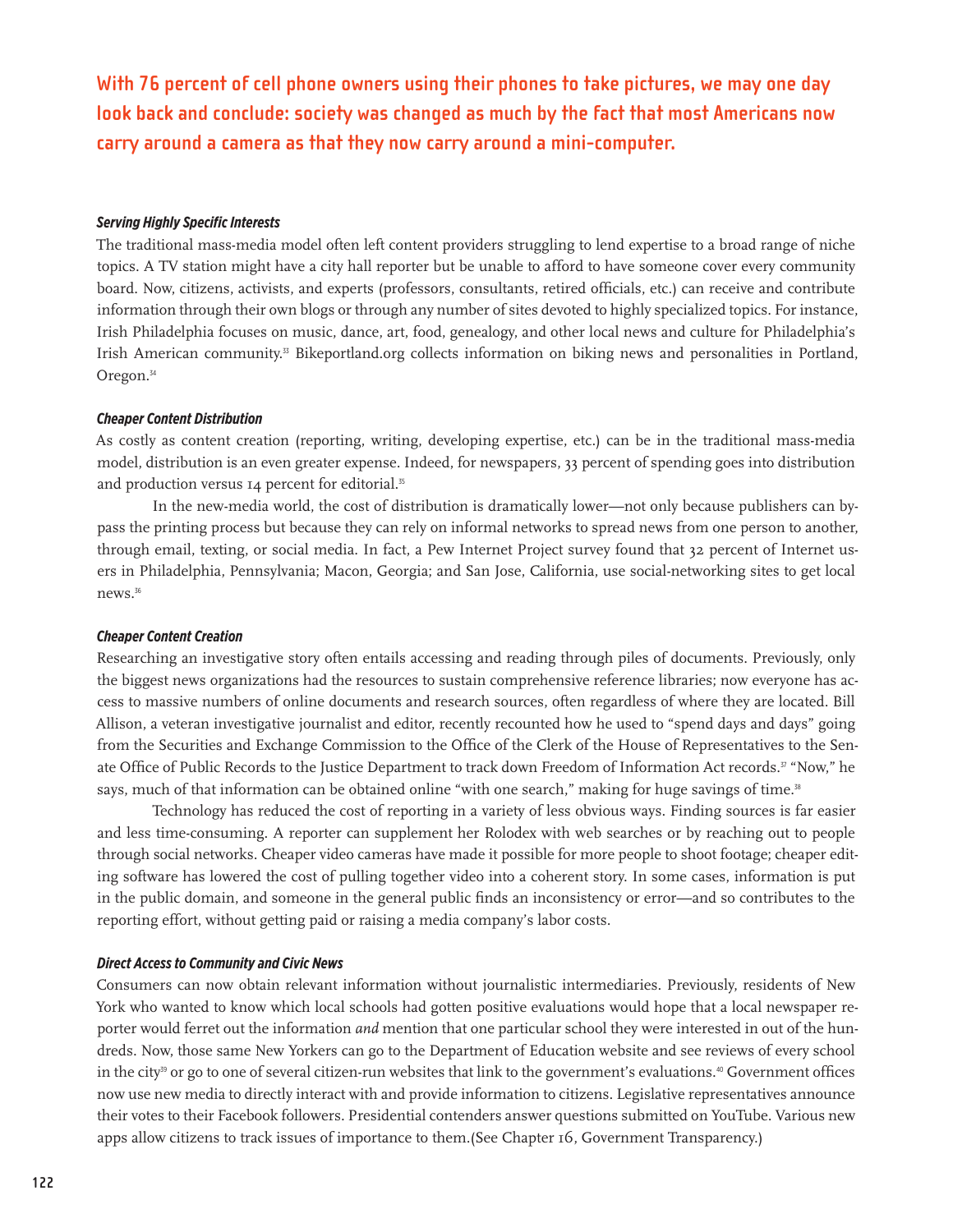**With 76 percent of cell phone owners using their phones to take pictures, we may one day look back and conclude: society was changed as much by the fact that most Americans now carry around a camera as that they now carry around a mini-computer.**

### *Serving Highly Specific Interests*

The traditional mass-media model often left content providers struggling to lend expertise to a broad range of niche topics. A TV station might have a city hall reporter but be unable to afford to have someone cover every community board. Now, citizens, activists, and experts (professors, consultants, retired officials, etc.) can receive and contribute information through their own blogs or through any number of sites devoted to highly specialized topics. For instance, Irish Philadelphia focuses on music, dance, art, food, genealogy, and other local news and culture for Philadelphia's Irish American community.[33] Bikeportland.org collects information on biking news and personalities in Portland, Oregon.[34]

### *Cheaper Content Distribution*

As costly as content creation (reporting, writing, developing expertise, etc.) can be in the traditional mass-media model, distribution is an even greater expense. Indeed, for newspapers, 33 percent of spending goes into distribution and production versus 14 percent for editorial.[35]

In the new-media world, the cost of distribution is dramatically lower—not only because publishers can bypass the printing process but because they can rely on informal networks to spread news from one person to another, through email, texting, or social media. In fact, a Pew Internet Project survey found that 32 percent of Internet users in Philadelphia, Pennsylvania; Macon, Georgia; and San Jose, California, use social-networking sites to get local news.[36]

### *Cheaper Content Creation*

Researching an investigative story often entails accessing and reading through piles of documents. Previously, only the biggest news organizations had the resources to sustain comprehensive reference libraries; now everyone has access to massive numbers of online documents and research sources, often regardless of where they are located. Bill Allison, a veteran investigative journalist and editor, recently recounted how he used to "spend days and days" going from the Securities and Exchange Commission to the Office of the Clerk of the House of Representatives to the Senate Office of Public Records to the Justice Department to track down Freedom of Information Act records.[37] "Now," he says, much of that information can be obtained online "with one search," making for huge savings of time.[38]

Technology has reduced the cost of reporting in a variety of less obvious ways. Finding sources is far easier and less time-consuming. A reporter can supplement her Rolodex with web searches or by reaching out to people through social networks. Cheaper video cameras have made it possible for more people to shoot footage; cheaper editing software has lowered the cost of pulling together video into a coherent story. In some cases, information is put in the public domain, and someone in the general public finds an inconsistency or error—and so contributes to the reporting effort, without getting paid or raising a media company's labor costs.

### *Direct Access to Community and Civic News*

Consumers can now obtain relevant information without journalistic intermediaries. Previously, residents of New York who wanted to know which local schools had gotten positive evaluations would hope that a local newspaper reporter would ferret out the information *and* mention that one particular school they were interested in out of the hundreds. Now, those same New Yorkers can go to the Department of Education website and see reviews of every school in the city[39] or go to one of several citizen-run websites that link to the government's evaluations.[40] Government offices now use new media to directly interact with and provide information to citizens. Legislative representatives announce their votes to their Facebook followers. Presidential contenders answer questions submitted on YouTube. Various new apps allow citizens to track issues of importance to them.(See Chapter 16, Government Transparency.)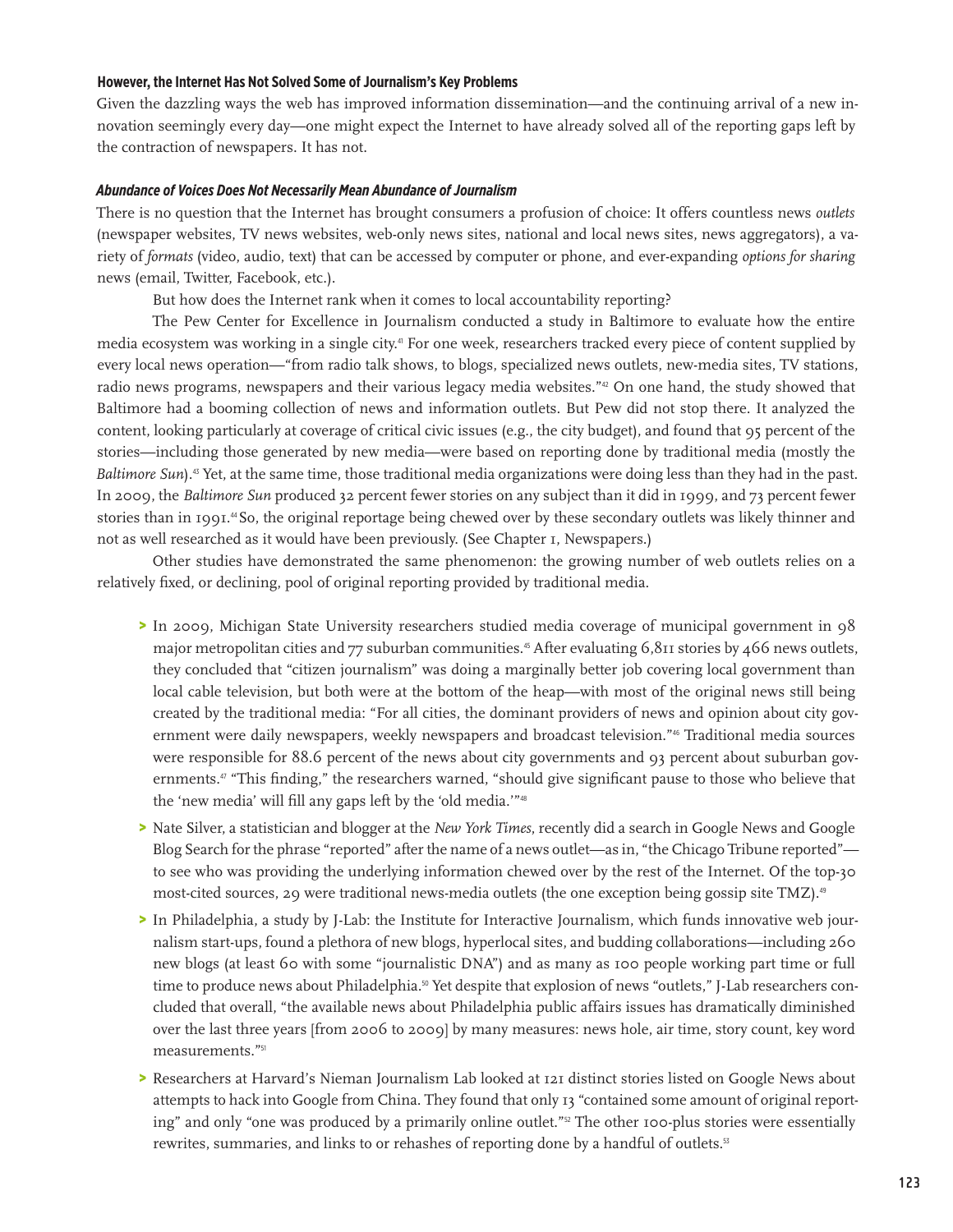### However, the Internet Has Not Solved Some of Journalism's Key Problems

Given the dazzling ways the web has improved information dissemination—and the continuing arrival of a new innovation seemingly every day—one might expect the Internet to have already solved all of the reporting gaps left by the contraction of newspapers. It has not.

#### *Abundance of Voices Does Not Necessarily Mean Abundance of Journalism*

There is no question that the Internet has brought consumers a profusion of choice: It offers countless news *outlets* (newspaper websites, TV news websites, web-only news sites, national and local news sites, news aggregators), a variety of *formats* (video, audio, text) that can be accessed by computer or phone, and ever-expanding *options for sharing* news (email, Twitter, Facebook, etc.).

But how does the Internet rank when it comes to local accountability reporting?

The Pew Center for Excellence in Journalism conducted a study in Baltimore to evaluate how the entire media ecosystem was working in a single city.[41] For one week, researchers tracked every piece of content supplied by every local news operation—"from radio talk shows, to blogs, specialized news outlets, new-media sites, TV stations, radio news programs, newspapers and their various legacy media websites."[42] On one hand, the study showed that Baltimore had a booming collection of news and information outlets. But Pew did not stop there. It analyzed the content, looking particularly at coverage of critical civic issues (e.g., the city budget), and found that 95 percent of the stories—including those generated by new media—were based on reporting done by traditional media (mostly the *Baltimore Sun*).[43] Yet, at the same time, those traditional media organizations were doing less than they had in the past. In 2009, the *Baltimore Sun* produced 32 percent fewer stories on any subject than it did in 1999, and 73 percent fewer stories than in 1991.[44] So, the original reportage being chewed over by these secondary outlets was likely thinner and not as well researched as it would have been previously. (See Chapter 1, Newspapers.)

Other studies have demonstrated the same phenomenon: the growing number of web outlets relies on a relatively fixed, or declining, pool of original reporting provided by traditional media.

- In 2009, Michigan State University researchers studied media coverage of municipal government in 98 major metropolitan cities and 77 suburban communities.[45] After evaluating 6,811 stories by 466 news outlets, they concluded that "citizen journalism" was doing a marginally better job covering local government than local cable television, but both were at the bottom of the heap—with most of the original news still being created by the traditional media: "For all cities, the dominant providers of news and opinion about city government were daily newspapers, weekly newspapers and broadcast television."[46] Traditional media sources were responsible for 88.6 percent of the news about city governments and 93 percent about suburban governments.[47] "This finding," the researchers warned, "should give significant pause to those who believe that the 'new media' will fill any gaps left by the 'old media.'"[48]
- Nate Silver, a statistician and blogger at the *New York Times*, recently did a search in Google News and Google Blog Search for the phrase "reported" after the name of a news outlet—as in, "the Chicago Tribune reported"—to see who was providing the underlying information chewed over by the rest of the Internet. Of the top-30 most-cited sources, 29 were traditional news-media outlets (the one exception being gossip site TMZ).[49]
- In Philadelphia, a study by J-Lab: the Institute for Interactive Journalism, which funds innovative web journalism start-ups, found a plethora of new blogs, hyperlocal sites, and budding collaborations—including 260 new blogs (at least 60 with some "journalistic DNA") and as many as 100 people working part time or full time to produce news about Philadelphia.[50] Yet despite that explosion of news "outlets," J-Lab researchers concluded that overall, "the available news about Philadelphia public affairs issues has dramatically diminished over the last three years [from 2006 to 2009] by many measures: news hole, air time, story count, key word measurements."[51]
- Researchers at Harvard's Nieman Journalism Lab looked at 121 distinct stories listed on Google News about attempts to hack into Google from China. They found that only 13 "contained some amount of original reporting" and only "one was produced by a primarily online outlet."[52] The other 100-plus stories were essentially rewrites, summaries, and links to or rehashes of reporting done by a handful of outlets.[53]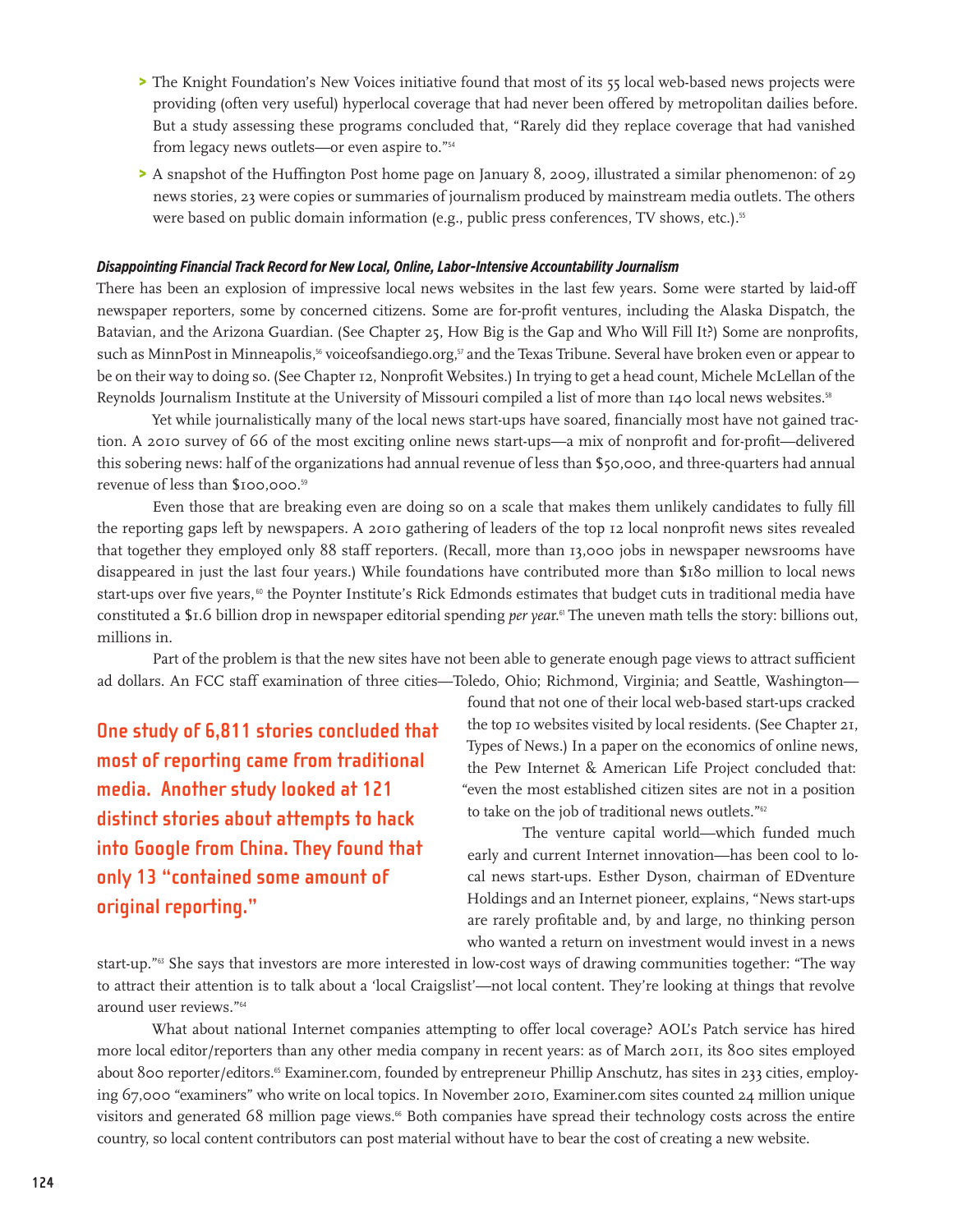- The Knight Foundation's New Voices initiative found that most of its 55 local web-based news projects were providing (often very useful) hyperlocal coverage that had never been offered by metropolitan dailies before. But a study assessing these programs concluded that, "Rarely did they replace coverage that had vanished from legacy news outlets—or even aspire to."[54]
- A snapshot of the Huffington Post home page on January 8, 2009, illustrated a similar phenomenon: of 29 news stories, 23 were copies or summaries of journalism produced by mainstream media outlets. The others were based on public domain information (e.g., public press conferences, TV shows, etc.).[55]

#### *Disappointing Financial Track Record for New Local, Online, Labor-Intensive Accountability Journalism*

There has been an explosion of impressive local news websites in the last few years. Some were started by laid-off newspaper reporters, some by concerned citizens. Some are for-profit ventures, including the Alaska Dispatch, the Batavian, and the Arizona Guardian. (See Chapter 25, How Big is the Gap and Who Will Fill It?) Some are nonprofits, such as MinnPost in Minneapolis,[56] voiceofsandiego.org,[57] and the Texas Tribune. Several have broken even or appear to be on their way to doing so. (See Chapter 12, Nonprofit Websites.) In trying to get a head count, Michele McLellan of the Reynolds Journalism Institute at the University of Missouri compiled a list of more than 140 local news websites.[58]

Yet while journalistically many of the local news start-ups have soared, financially most have not gained traction. A 2010 survey of 66 of the most exciting online news start-ups—a mix of nonprofit and for-profit—delivered this sobering news: half of the organizations had annual revenue of less than $50,000, and three-quarters had annual revenue of less than $100,000.[59]

Even those that are breaking even are doing so on a scale that makes them unlikely candidates to fully fill the reporting gaps left by newspapers. A 2010 gathering of leaders of the top 12 local nonprofit news sites revealed that together they employed only 88 staff reporters. (Recall, more than 13,000 jobs in newspaper newsrooms have disappeared in just the last four years.) While foundations have contributed more than $180 million to local news start-ups over five years,[60] the Poynter Institute's Rick Edmonds estimates that budget cuts in traditional media have constituted a $1.6 billion drop in newspaper editorial spending *per year*.[61] The uneven math tells the story: billions out, millions in.

Part of the problem is that the new sites have not been able to generate enough page views to attract sufficient ad dollars. An FCC staff examination of three cities—Toledo, Ohio; Richmond, Virginia; and Seattle, Washington—found that not one of their local web-based start-ups cracked the top 10 websites visited by local residents. (See Chapter 21, Types of News.) In a paper on the economics of online news, the Pew Internet & American Life Project concluded that: "even the most established citizen sites are not in a position to take on the job of traditional news outlets."[62]

**One study of 6,811 stories concluded that most of reporting came from traditional media. Another study looked at 121 distinct stories about attempts to hack into Google from China. They found that only 13 "contained some amount of original reporting."**

The venture capital world—which funded much early and current Internet innovation—has been cool to local news start-ups. Esther Dyson, chairman of EDventure Holdings and an Internet pioneer, explains, "News start-ups are rarely profitable and, by and large, no thinking person who wanted a return on investment would invest in a news start-up."[63] She says that investors are more interested in low-cost ways of drawing communities together: "The way to attract their attention is to talk about a 'local Craigslist'—not local content. They're looking at things that revolve around user reviews."[64]

What about national Internet companies attempting to offer local coverage? AOL's Patch service has hired more local editor/reporters than any other media company in recent years: as of March 2011, its 800 sites employed about 800 reporter/editors.[65] Examiner.com, founded by entrepreneur Phillip Anschutz, has sites in 233 cities, employing 67,000 "examiners" who write on local topics. In November 2010, Examiner.com sites counted 24 million unique visitors and generated 68 million page views.[66] Both companies have spread their technology costs across the entire country, so local content contributors can post material without have to bear the cost of creating a new website.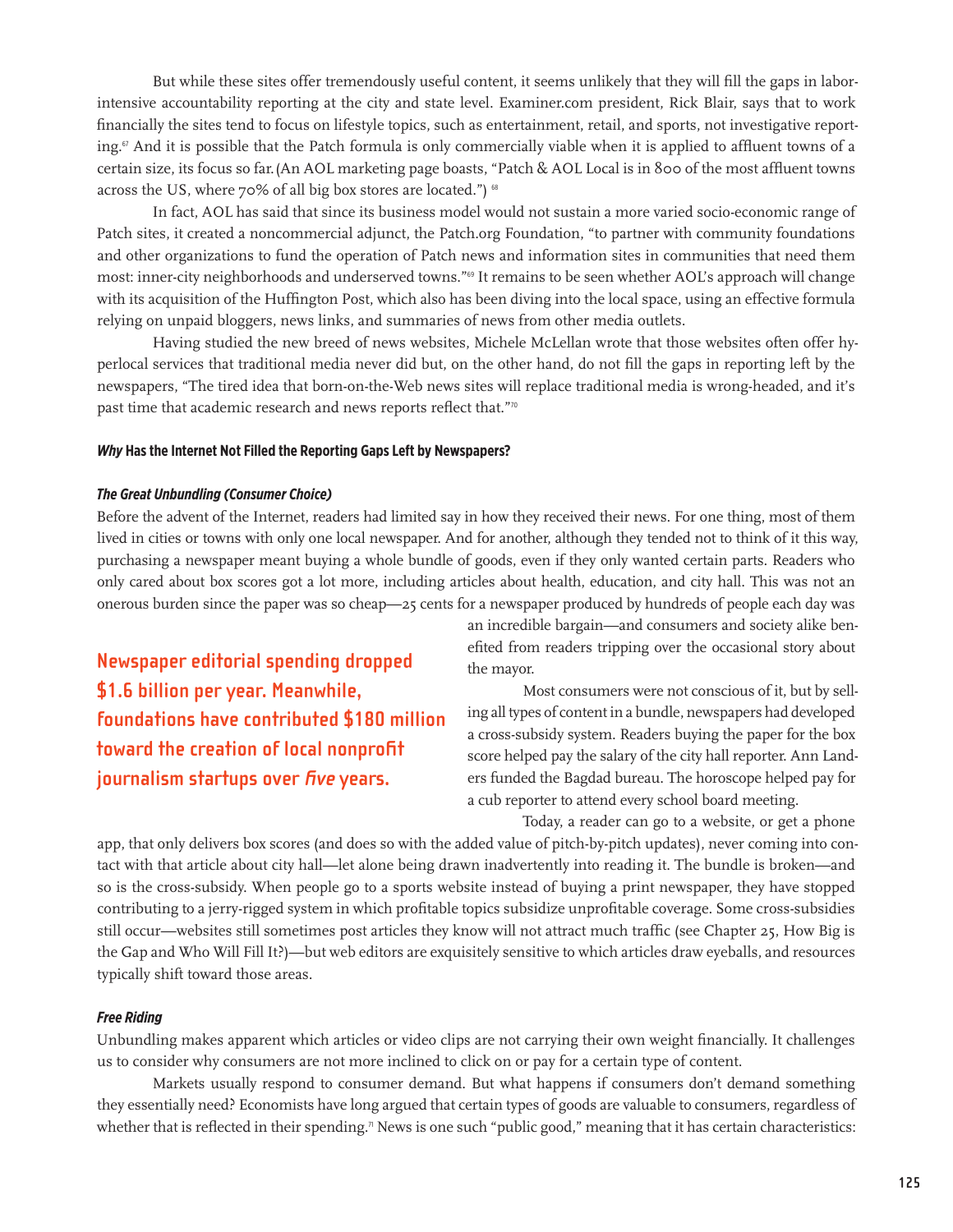But while these sites offer tremendously useful content, it seems unlikely that they will fill the gaps in labor-intensive accountability reporting at the city and state level. Examiner.com president, Rick Blair, says that to work financially the sites tend to focus on lifestyle topics, such as entertainment, retail, and sports, not investigative reporting.[67] And it is possible that the Patch formula is only commercially viable when it is applied to affluent towns of a certain size, its focus so far. (An AOL marketing page boasts, "Patch & AOL Local is in 800 of the most affluent towns across the US, where 70% of all big box stores are located.") [68]

In fact, AOL has said that since its business model would not sustain a more varied socio-economic range of Patch sites, it created a noncommercial adjunct, the Patch.org Foundation, "to partner with community foundations and other organizations to fund the operation of Patch news and information sites in communities that need them most: inner-city neighborhoods and underserved towns."[69] It remains to be seen whether AOL's approach will change with its acquisition of the Huffington Post, which also has been diving into the local space, using an effective formula relying on unpaid bloggers, news links, and summaries of news from other media outlets.

Having studied the new breed of news websites, Michele McLellan wrote that those websites often offer hyperlocal services that traditional media never did but, on the other hand, do not fill the gaps in reporting left by the newspapers, "The tired idea that born-on-the-Web news sites will replace traditional media is wrong-headed, and it's past time that academic research and news reports reflect that."[70]

### *Why* Has the Internet Not Filled the Reporting Gaps Left by Newspapers?

#### *The Great Unbundling (Consumer Choice)*

Before the advent of the Internet, readers had limited say in how they received their news. For one thing, most of them lived in cities or towns with only one local newspaper. And for another, although they tended not to think of it this way, purchasing a newspaper meant buying a whole bundle of goods, even if they only wanted certain parts. Readers who only cared about box scores got a lot more, including articles about health, education, and city hall. This was not an onerous burden since the paper was so cheap—25 cents for a newspaper produced by hundreds of people each day was an incredible bargain—and consumers and society alike benefited from readers tripping over the occasional story about the mayor.

**Newspaper editorial spending dropped $1.6 billion per year. Meanwhile, foundations have contributed $180 million toward the creation of local nonprofit journalism startups over *five* years.**

Most consumers were not conscious of it, but by selling all types of content in a bundle, newspapers had developed a cross-subsidy system. Readers buying the paper for the box score helped pay the salary of the city hall reporter. Ann Landers funded the Bagdad bureau. The horoscope helped pay for a cub reporter to attend every school board meeting.

Today, a reader can go to a website, or get a phone app, that only delivers box scores (and does so with the added value of pitch-by-pitch updates), never coming into contact with that article about city hall—let alone being drawn inadvertently into reading it. The bundle is broken—and so is the cross-subsidy. When people go to a sports website instead of buying a print newspaper, they have stopped contributing to a jerry-rigged system in which profitable topics subsidize unprofitable coverage. Some cross-subsidies still occur—websites still sometimes post articles they know will not attract much traffic (see Chapter 25, How Big is the Gap and Who Will Fill It?)—but web editors are exquisitely sensitive to which articles draw eyeballs, and resources typically shift toward those areas.

#### *Free Riding*

Unbundling makes apparent which articles or video clips are not carrying their own weight financially. It challenges us to consider why consumers are not more inclined to click on or pay for a certain type of content.

Markets usually respond to consumer demand. But what happens if consumers don't demand something they essentially need? Economists have long argued that certain types of goods are valuable to consumers, regardless of whether that is reflected in their spending.[71] News is one such "public good," meaning that it has certain characteristics: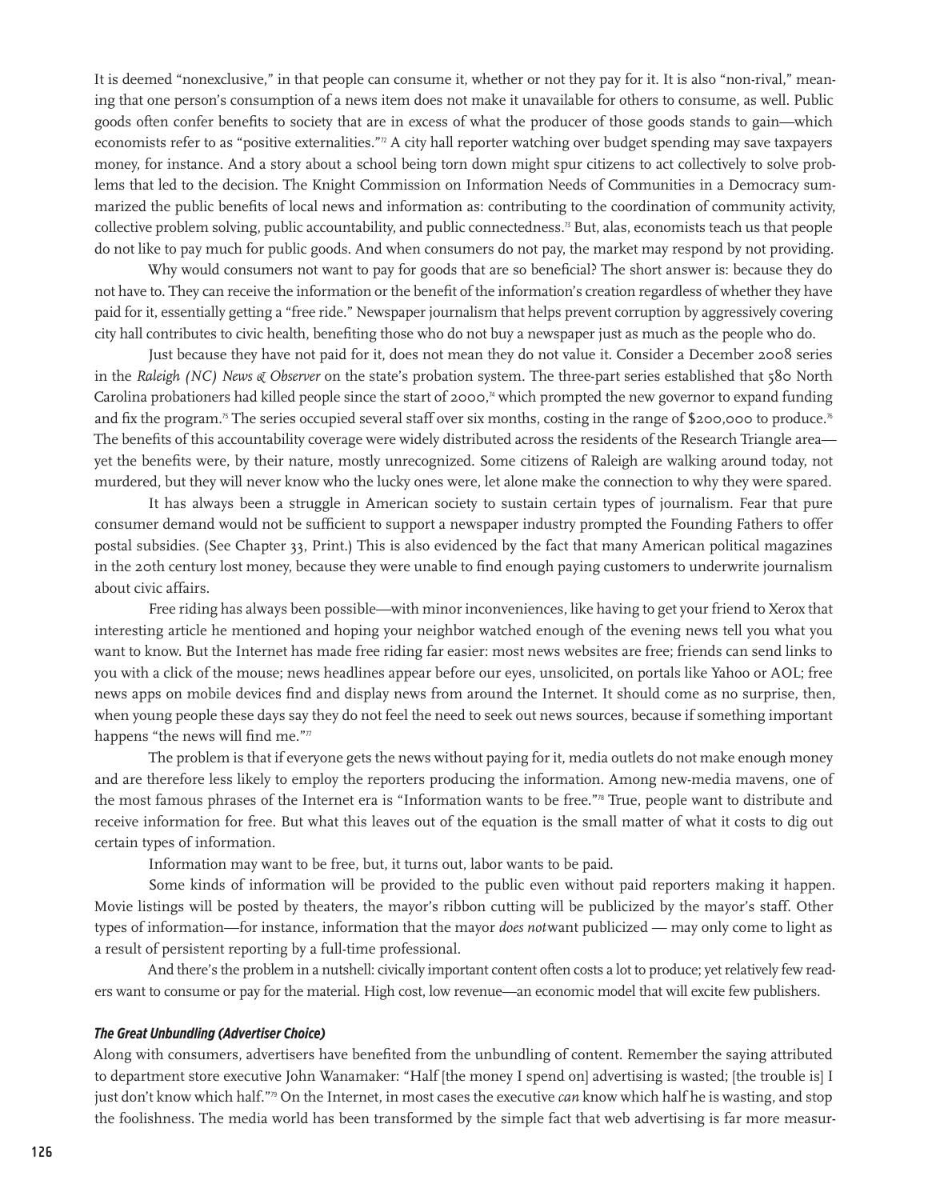It is deemed "nonexclusive," in that people can consume it, whether or not they pay for it. It is also "non-rival," meaning that one person's consumption of a news item does not make it unavailable for others to consume, as well. Public goods often confer benefits to society that are in excess of what the producer of those goods stands to gain—which economists refer to as "positive externalities."[72] A city hall reporter watching over budget spending may save taxpayers money, for instance. And a story about a school being torn down might spur citizens to act collectively to solve problems that led to the decision. The Knight Commission on Information Needs of Communities in a Democracy summarized the public benefits of local news and information as: contributing to the coordination of community activity, collective problem solving, public accountability, and public connectedness.[73] But, alas, economists teach us that people do not like to pay much for public goods. And when consumers do not pay, the market may respond by not providing.

Why would consumers not want to pay for goods that are so beneficial? The short answer is: because they do not have to. They can receive the information or the benefit of the information's creation regardless of whether they have paid for it, essentially getting a "free ride." Newspaper journalism that helps prevent corruption by aggressively covering city hall contributes to civic health, benefiting those who do not buy a newspaper just as much as the people who do.

Just because they have not paid for it, does not mean they do not value it. Consider a December 2008 series in the *Raleigh (NC) News & Observer* on the state's probation system. The three-part series established that 580 North Carolina probationers had killed people since the start of 2000,[74] which prompted the new governor to expand funding and fix the program.[75] The series occupied several staff over six months, costing in the range of $200,000 to produce.[76] The benefits of this accountability coverage were widely distributed across the residents of the Research Triangle area—yet the benefits were, by their nature, mostly unrecognized. Some citizens of Raleigh are walking around today, not murdered, but they will never know who the lucky ones were, let alone make the connection to why they were spared.

It has always been a struggle in American society to sustain certain types of journalism. Fear that pure consumer demand would not be sufficient to support a newspaper industry prompted the Founding Fathers to offer postal subsidies. (See Chapter 33, Print.) This is also evidenced by the fact that many American political magazines in the 20th century lost money, because they were unable to find enough paying customers to underwrite journalism about civic affairs.

Free riding has always been possible—with minor inconveniences, like having to get your friend to Xerox that interesting article he mentioned and hoping your neighbor watched enough of the evening news tell you what you want to know. But the Internet has made free riding far easier: most news websites are free; friends can send links to you with a click of the mouse; news headlines appear before our eyes, unsolicited, on portals like Yahoo or AOL; free news apps on mobile devices find and display news from around the Internet. It should come as no surprise, then, when young people these days say they do not feel the need to seek out news sources, because if something important happens "the news will find me."[77]

The problem is that if everyone gets the news without paying for it, media outlets do not make enough money and are therefore less likely to employ the reporters producing the information. Among new-media mavens, one of the most famous phrases of the Internet era is "Information wants to be free."[78] True, people want to distribute and receive information for free. But what this leaves out of the equation is the small matter of what it costs to dig out certain types of information.

Information may want to be free, but, it turns out, labor wants to be paid.

Some kinds of information will be provided to the public even without paid reporters making it happen. Movie listings will be posted by theaters, the mayor's ribbon cutting will be publicized by the mayor's staff. Other types of information—for instance, information that the mayor *does not* want publicized — may only come to light as a result of persistent reporting by a full-time professional.

And there's the problem in a nutshell: civically important content often costs a lot to produce; yet relatively few readers want to consume or pay for the material. High cost, low revenue—an economic model that will excite few publishers.

#### *The Great Unbundling (Advertiser Choice)*

Along with consumers, advertisers have benefited from the unbundling of content. Remember the saying attributed to department store executive John Wanamaker: "Half [the money I spend on] advertising is wasted; [the trouble is] I just don't know which half."[79] On the Internet, in most cases the executive *can* know which half he is wasting, and stop the foolishness. The media world has been transformed by the simple fact that web advertising is far more measur-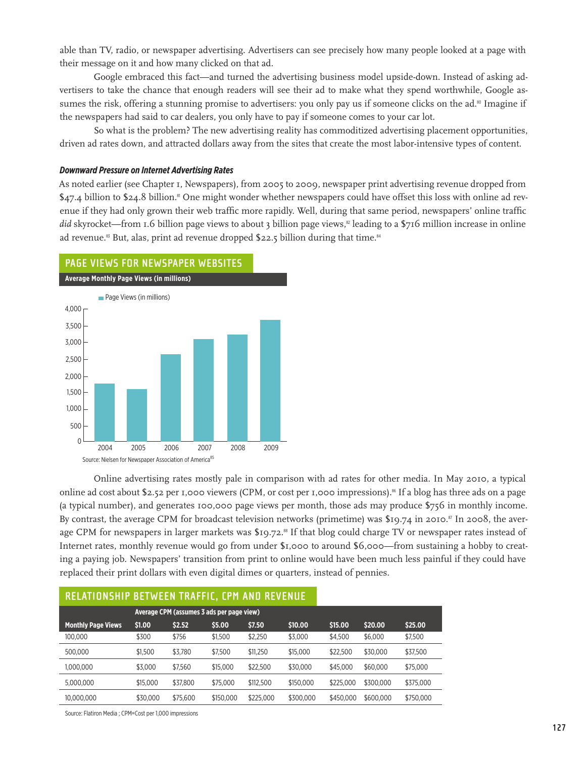able than TV, radio, or newspaper advertising. Advertisers can see precisely how many people looked at a page with their message on it and how many clicked on that ad.

Google embraced this fact—and turned the advertising business model upside-down. Instead of asking advertisers to take the chance that enough readers will see their ad to make what they spend worthwhile, Google assumes the risk, offering a stunning promise to advertisers: you only pay us if someone clicks on the ad.[80] Imagine if the newspapers had said to car dealers, you only have to pay if someone comes to your car lot.

So what is the problem? The new advertising reality has commoditized advertising placement opportunities, driven ad rates down, and attracted dollars away from the sites that create the most labor-intensive types of content.

#### ***Downward Pressure on Internet Advertising Rates***

As noted earlier (see Chapter 1, Newspapers), from 2005 to 2009, newspaper print advertising revenue dropped from $47.4 billion to $24.8 billion.[81] One might wonder whether newspapers could have offset this loss with online ad revenue if they had only grown their web traffic more rapidly. Well, during that same period, newspapers' online traffic *did* skyrocket—from 1.6 billion page views to about 3 billion page views,[82] leading to a $716 million increase in online ad revenue.[83] But, alas, print ad revenue dropped $22.5 billion during that time.[84]

**PAGE VIEWS FOR NEWSPAPER WEBSITES**

**Average Monthly Page Views (in millions)**

Page Views (in millions)

| Year | Page Views (in millions) |
|---|---|
| 2004 | ~1,750 |
| 2005 | ~1,600 |
| 2006 | ~2,650 |
| 2007 | ~3,100 |
| 2008 | ~3,250 |
| 2009 | ~3,650 |

Source: Nielsen for Newspaper Association of America[85]

Online advertising rates mostly pale in comparison with ad rates for other media. In May 2010, a typical online ad cost about $2.52 per 1,000 viewers (CPM, or cost per 1,000 impressions).[86] If a blog has three ads on a page (a typical number), and generates 100,000 page views per month, those ads may produce $756 in monthly income. By contrast, the average CPM for broadcast television networks (primetime) was $19.74 in 2010.[87] In 2008, the average CPM for newspapers in larger markets was $19.72.[88] If that blog could charge TV or newspaper rates instead of Internet rates, monthly revenue would go from under $1,000 to around $6,000—from sustaining a hobby to creating a paying job. Newspapers' transition from print to online would have been much less painful if they could have replaced their print dollars with even digital dimes or quarters, instead of pennies.

**RELATIONSHIP BETWEEN TRAFFIC, CPM AND REVENUE**

| | Average CPM (assumes 3 ads per page view) | | | | | | | |
|---|---|---|---|---|---|---|---|---|
| **Monthly Page Views** | **$1.00** | **$2.52** | **$5.00** | **$7.50** | **$10.00** | **$15.00** | **$20.00** | **$25.00** |
| 100,000 | $300 | $756 | $1,500 | $2,250 | $3,000 | $4,500 | $6,000 | $7,500 |
| 500,000 | $1,500 | $3,780 | $7,500 | $11,250 | $15,000 | $22,500 | $30,000 | $37,500 |
| 1,000,000 | $3,000 | $7,560 | $15,000 | $22,500 | $30,000 | $45,000 | $60,000 | $75,000 |
| 5,000,000 | $15,000 | $37,800 | $75,000 | $112,500 | $150,000 | $225,000 | $300,000 | $375,000 |
| 10,000,000 | $30,000 | $75,600 | $150,000 | $225,000 | $300,000 | $450,000 | $600,000 | $750,000 |

Source: Flatiron Media ; CPM=Cost per 1,000 impressions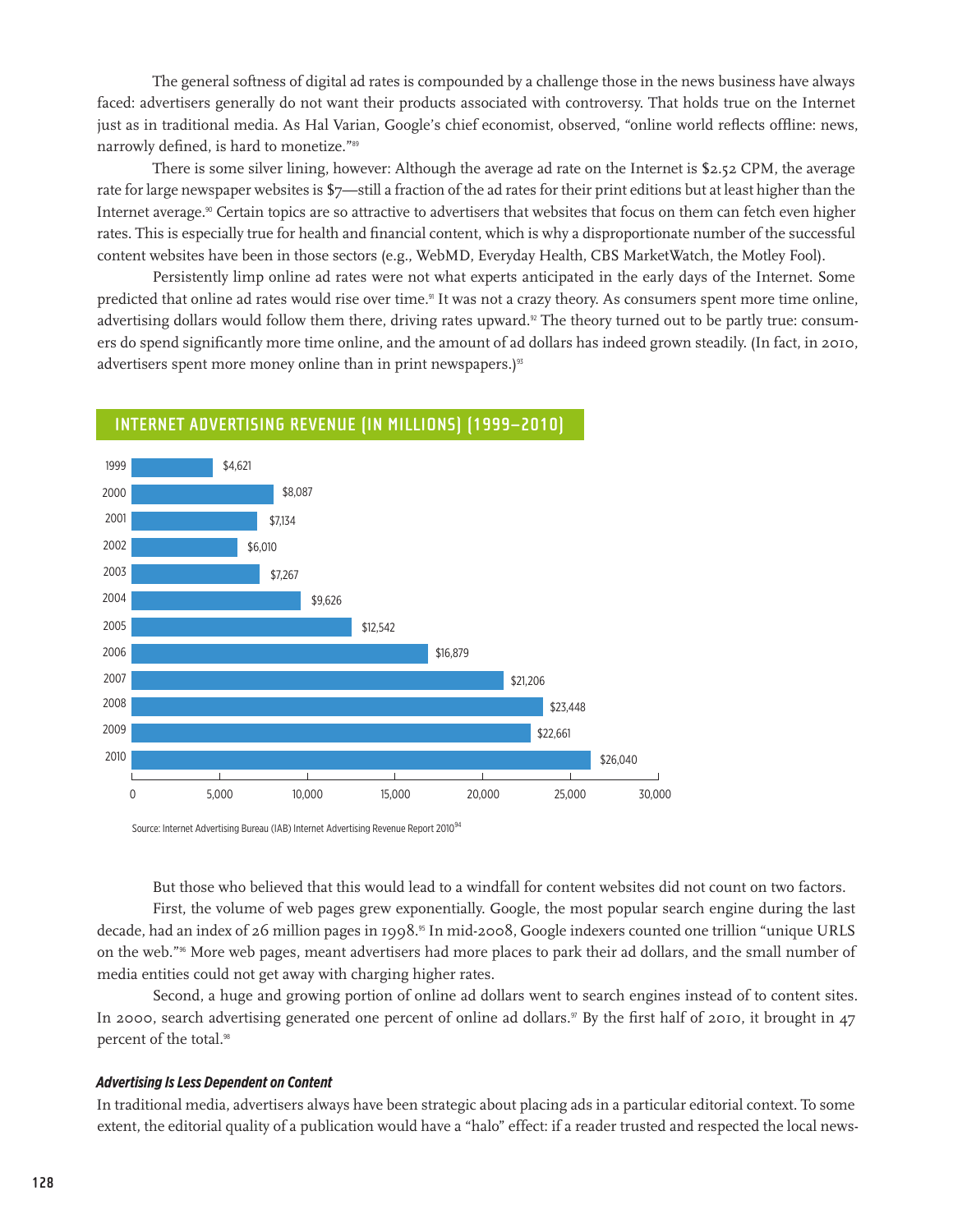The general softness of digital ad rates is compounded by a challenge those in the news business have always faced: advertisers generally do not want their products associated with controversy. That holds true on the Internet just as in traditional media. As Hal Varian, Google's chief economist, observed, "online world reflects offline: news, narrowly defined, is hard to monetize."[89]

There is some silver lining, however: Although the average ad rate on the Internet is $2.52 CPM, the average rate for large newspaper websites is $7—still a fraction of the ad rates for their print editions but at least higher than the Internet average.[90] Certain topics are so attractive to advertisers that websites that focus on them can fetch even higher rates. This is especially true for health and financial content, which is why a disproportionate number of the successful content websites have been in those sectors (e.g., WebMD, Everyday Health, CBS MarketWatch, the Motley Fool).

Persistently limp online ad rates were not what experts anticipated in the early days of the Internet. Some predicted that online ad rates would rise over time.[91] It was not a crazy theory. As consumers spent more time online, advertising dollars would follow them there, driving rates upward.[92] The theory turned out to be partly true: consumers do spend significantly more time online, and the amount of ad dollars has indeed grown steadily. (In fact, in 2010, advertisers spent more money online than in print newspapers.)[93]

## INTERNET ADVERTISING REVENUE (IN MILLIONS) (1999–2010)

| Year | Revenue |
|---|---|
| 1999 | $4,621 |
| 2000 | $8,087 |
| 2001 | $7,134 |
| 2002 | $6,010 |
| 2003 | $7,267 |
| 2004 | $9,626 |
| 2005 | $12,542 |
| 2006 | $16,879 |
| 2007 | $21,206 |
| 2008 | $23,448 |
| 2009 | $22,661 |
| 2010 | $26,040 |

Source: Internet Advertising Bureau (IAB) Internet Advertising Revenue Report 2010[94]

But those who believed that this would lead to a windfall for content websites did not count on two factors.

First, the volume of web pages grew exponentially. Google, the most popular search engine during the last decade, had an index of 26 million pages in 1998.[95] In mid-2008, Google indexers counted one trillion "unique URLS on the web."[96] More web pages, meant advertisers had more places to park their ad dollars, and the small number of media entities could not get away with charging higher rates.

Second, a huge and growing portion of online ad dollars went to search engines instead of to content sites. In 2000, search advertising generated one percent of online ad dollars.[97] By the first half of 2010, it brought in 47 percent of the total.[98]

### *Advertising Is Less Dependent on Content*

In traditional media, advertisers always have been strategic about placing ads in a particular editorial context. To some extent, the editorial quality of a publication would have a "halo" effect: if a reader trusted and respected the local news-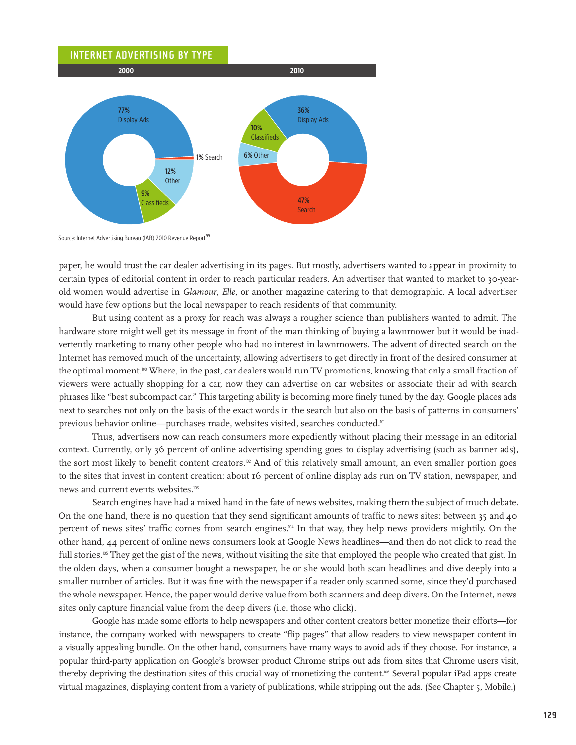## INTERNET ADVERTISING BY TYPE

| Type | 2000 | 2010 |
|---|---|---|
| Display Ads | 77% | 36% |
| Search | 1% | 47% |
| Other | 12% | 6% |
| Classifieds | 9% | 10% |

Source: Internet Advertising Bureau (IAB) 2010 Revenue Report[99]

paper, he would trust the car dealer advertising in its pages. But mostly, advertisers wanted to appear in proximity to certain types of editorial content in order to reach particular readers. An advertiser that wanted to market to 30-year-old women would advertise in *Glamour*, *Elle*, or another magazine catering to that demographic. A local advertiser would have few options but the local newspaper to reach residents of that community.

But using content as a proxy for reach was always a rougher science than publishers wanted to admit. The hardware store might well get its message in front of the man thinking of buying a lawnmower but it would be inadvertently marketing to many other people who had no interest in lawnmowers. The advent of directed search on the Internet has removed much of the uncertainty, allowing advertisers to get directly in front of the desired consumer at the optimal moment.[100] Where, in the past, car dealers would run TV promotions, knowing that only a small fraction of viewers were actually shopping for a car, now they can advertise on car websites or associate their ad with search phrases like "best subcompact car." This targeting ability is becoming more finely tuned by the day. Google places ads next to searches not only on the basis of the exact words in the search but also on the basis of patterns in consumers' previous behavior online—purchases made, websites visited, searches conducted.[101]

Thus, advertisers now can reach consumers more expediently without placing their message in an editorial context. Currently, only 36 percent of online advertising spending goes to display advertising (such as banner ads), the sort most likely to benefit content creators.[102] And of this relatively small amount, an even smaller portion goes to the sites that invest in content creation: about 16 percent of online display ads run on TV station, newspaper, and news and current events websites.[103]

Search engines have had a mixed hand in the fate of news websites, making them the subject of much debate. On the one hand, there is no question that they send significant amounts of traffic to news sites: between 35 and 40 percent of news sites' traffic comes from search engines.[104] In that way, they help news providers mightily. On the other hand, 44 percent of online news consumers look at Google News headlines—and then do not click to read the full stories.[105] They get the gist of the news, without visiting the site that employed the people who created that gist. In the olden days, when a consumer bought a newspaper, he or she would both scan headlines and dive deeply into a smaller number of articles. But it was fine with the newspaper if a reader only scanned some, since they'd purchased the whole newspaper. Hence, the paper would derive value from both scanners and deep divers. On the Internet, news sites only capture financial value from the deep divers (i.e. those who click).

Google has made some efforts to help newspapers and other content creators better monetize their efforts—for instance, the company worked with newspapers to create "flip pages" that allow readers to view newspaper content in a visually appealing bundle. On the other hand, consumers have many ways to avoid ads if they choose. For instance, a popular third-party application on Google's browser product Chrome strips out ads from sites that Chrome users visit, thereby depriving the destination sites of this crucial way of monetizing the content.[106] Several popular iPad apps create virtual magazines, displaying content from a variety of publications, while stripping out the ads. (See Chapter 5, Mobile.)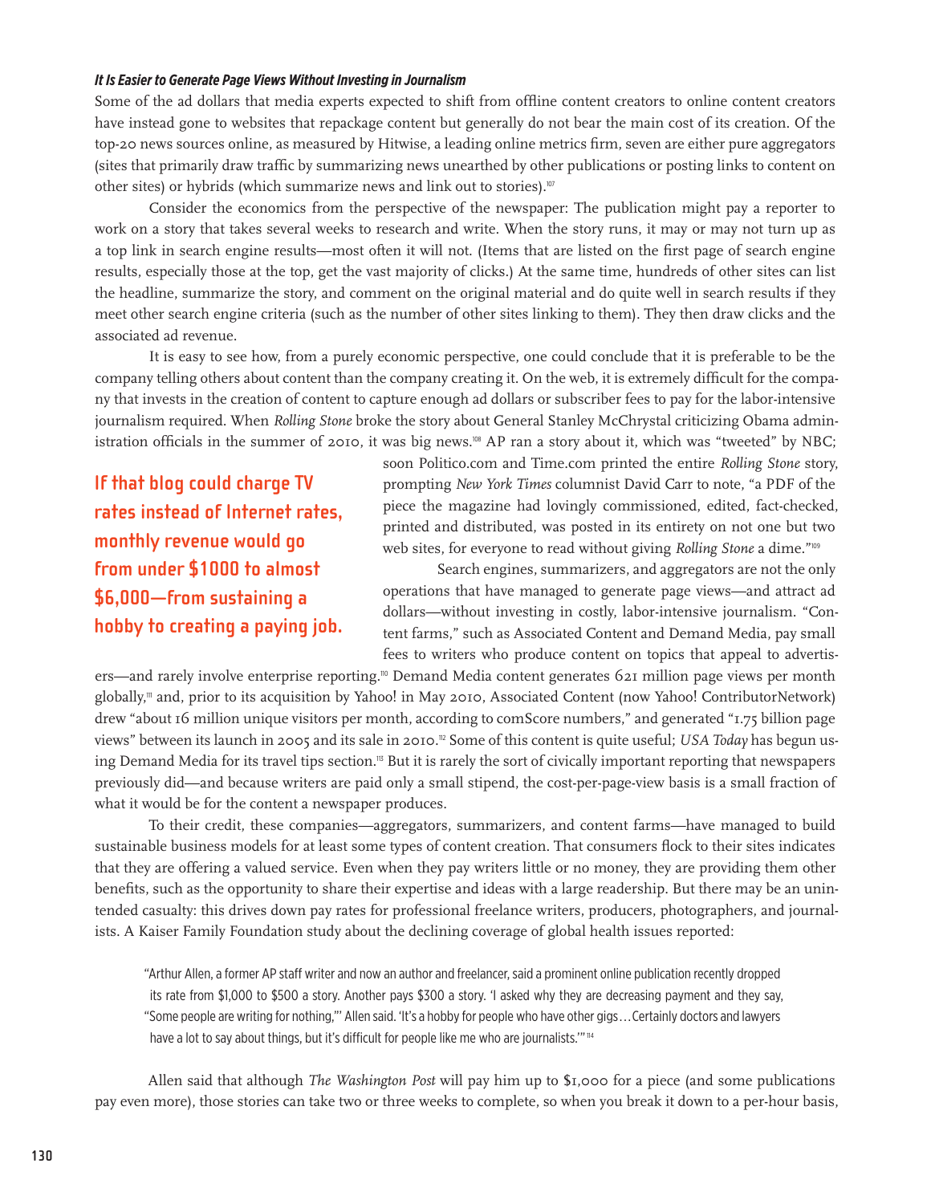#### *It Is Easier to Generate Page Views Without Investing in Journalism*

Some of the ad dollars that media experts expected to shift from offline content creators to online content creators have instead gone to websites that repackage content but generally do not bear the main cost of its creation. Of the top-20 news sources online, as measured by Hitwise, a leading online metrics firm, seven are either pure aggregators (sites that primarily draw traffic by summarizing news unearthed by other publications or posting links to content on other sites) or hybrids (which summarize news and link out to stories).[107]

Consider the economics from the perspective of the newspaper: The publication might pay a reporter to work on a story that takes several weeks to research and write. When the story runs, it may or may not turn up as a top link in search engine results—most often it will not. (Items that are listed on the first page of search engine results, especially those at the top, get the vast majority of clicks.) At the same time, hundreds of other sites can list the headline, summarize the story, and comment on the original material and do quite well in search results if they meet other search engine criteria (such as the number of other sites linking to them). They then draw clicks and the associated ad revenue.

It is easy to see how, from a purely economic perspective, one could conclude that it is preferable to be the company telling others about content than the company creating it. On the web, it is extremely difficult for the company that invests in the creation of content to capture enough ad dollars or subscriber fees to pay for the labor-intensive journalism required. When *Rolling Stone* broke the story about General Stanley McChrystal criticizing Obama administration officials in the summer of 2010, it was big news.[108] AP ran a story about it, which was "tweeted" by NBC; soon Politico.com and Time.com printed the entire *Rolling Stone* story, prompting *New York Times* columnist David Carr to note, "a PDF of the piece the magazine had lovingly commissioned, edited, fact-checked, printed and distributed, was posted in its entirety on not one but two web sites, for everyone to read without giving *Rolling Stone* a dime."[109]

**If that blog could charge TV rates instead of Internet rates, monthly revenue would go from under $1000 to almost $6,000—from sustaining a hobby to creating a paying job.**

Search engines, summarizers, and aggregators are not the only operations that have managed to generate page views—and attract ad dollars—without investing in costly, labor-intensive journalism. "Content farms," such as Associated Content and Demand Media, pay small fees to writers who produce content on topics that appeal to advertisers—and rarely involve enterprise reporting.[110] Demand Media content generates 621 million page views per month globally,[111] and, prior to its acquisition by Yahoo! in May 2010, Associated Content (now Yahoo! ContributorNetwork) drew "about 16 million unique visitors per month, according to comScore numbers," and generated "1.75 billion page views" between its launch in 2005 and its sale in 2010.[112] Some of this content is quite useful; *USA Today* has begun using Demand Media for its travel tips section.[113] But it is rarely the sort of civically important reporting that newspapers previously did—and because writers are paid only a small stipend, the cost-per-page-view basis is a small fraction of what it would be for the content a newspaper produces.

To their credit, these companies—aggregators, summarizers, and content farms—have managed to build sustainable business models for at least some types of content creation. That consumers flock to their sites indicates that they are offering a valued service. Even when they pay writers little or no money, they are providing them other benefits, such as the opportunity to share their expertise and ideas with a large readership. But there may be an unintended casualty: this drives down pay rates for professional freelance writers, producers, photographers, and journalists. A Kaiser Family Foundation study about the declining coverage of global health issues reported:

> "Arthur Allen, a former AP staff writer and now an author and freelancer, said a prominent online publication recently dropped its rate from $1,000 to $500 a story. Another pays $300 a story. 'I asked why they are decreasing payment and they say, "Some people are writing for nothing,"' Allen said. 'It's a hobby for people who have other gigs…Certainly doctors and lawyers have a lot to say about things, but it's difficult for people like me who are journalists.'"[114]

Allen said that although *The Washington Post* will pay him up to $1,000 for a piece (and some publications pay even more), those stories can take two or three weeks to complete, so when you break it down to a per-hour basis,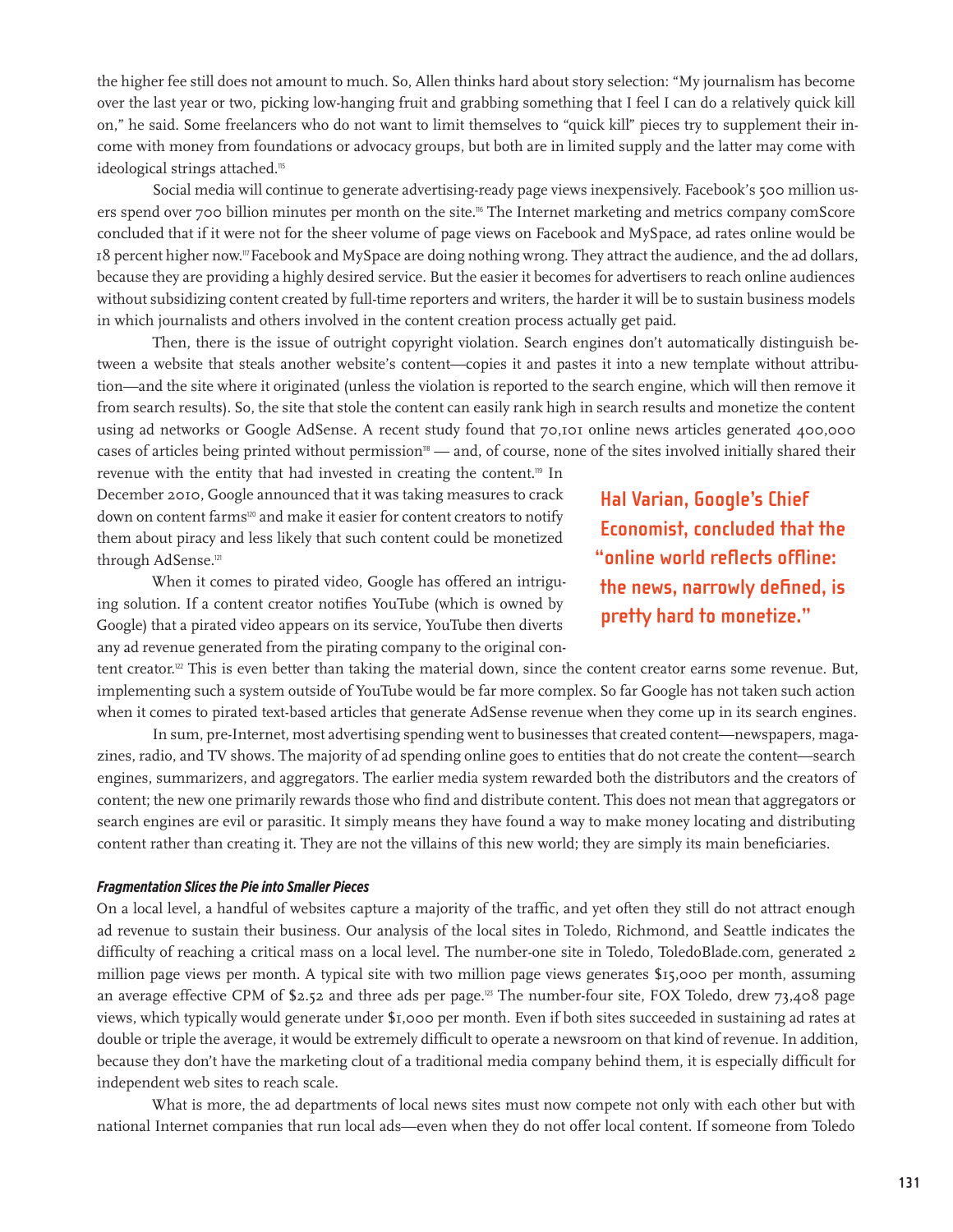the higher fee still does not amount to much. So, Allen thinks hard about story selection: "My journalism has become over the last year or two, picking low-hanging fruit and grabbing something that I feel I can do a relatively quick kill on," he said. Some freelancers who do not want to limit themselves to "quick kill" pieces try to supplement their income with money from foundations or advocacy groups, but both are in limited supply and the latter may come with ideological strings attached.[115]

Social media will continue to generate advertising-ready page views inexpensively. Facebook's 500 million users spend over 700 billion minutes per month on the site.[116] The Internet marketing and metrics company comScore concluded that if it were not for the sheer volume of page views on Facebook and MySpace, ad rates online would be 18 percent higher now.[117] Facebook and MySpace are doing nothing wrong. They attract the audience, and the ad dollars, because they are providing a highly desired service. But the easier it becomes for advertisers to reach online audiences without subsidizing content created by full-time reporters and writers, the harder it will be to sustain business models in which journalists and others involved in the content creation process actually get paid.

Then, there is the issue of outright copyright violation. Search engines don't automatically distinguish between a website that steals another website's content—copies it and pastes it into a new template without attribution—and the site where it originated (unless the violation is reported to the search engine, which will then remove it from search results). So, the site that stole the content can easily rank high in search results and monetize the content using ad networks or Google AdSense. A recent study found that 70,101 online news articles generated 400,000 cases of articles being printed without permission[118] — and, of course, none of the sites involved initially shared their revenue with the entity that had invested in creating the content.[119] In December 2010, Google announced that it was taking measures to crack down on content farms[120] and make it easier for content creators to notify them about piracy and less likely that such content could be monetized through AdSense.[121]

When it comes to pirated video, Google has offered an intriguing solution. If a content creator notifies YouTube (which is owned by Google) that a pirated video appears on its service, YouTube then diverts any ad revenue generated from the pirating company to the original content creator.[122] This is even better than taking the material down, since the content creator earns some revenue. But, implementing such a system outside of YouTube would be far more complex. So far Google has not taken such action when it comes to pirated text-based articles that generate AdSense revenue when they come up in its search engines.

**Hal Varian, Google's Chief Economist, concluded that the "online world reflects offline: the news, narrowly defined, is pretty hard to monetize."**

In sum, pre-Internet, most advertising spending went to businesses that created content—newspapers, magazines, radio, and TV shows. The majority of ad spending online goes to entities that do not create the content—search engines, summarizers, and aggregators. The earlier media system rewarded both the distributors and the creators of content; the new one primarily rewards those who find and distribute content. This does not mean that aggregators or search engines are evil or parasitic. It simply means they have found a way to make money locating and distributing content rather than creating it. They are not the villains of this new world; they are simply its main beneficiaries.

#### *Fragmentation Slices the Pie into Smaller Pieces*

On a local level, a handful of websites capture a majority of the traffic, and yet often they still do not attract enough ad revenue to sustain their business. Our analysis of the local sites in Toledo, Richmond, and Seattle indicates the difficulty of reaching a critical mass on a local level. The number-one site in Toledo, ToledoBlade.com, generated 2 million page views per month. A typical site with two million page views generates $15,000 per month, assuming an average effective CPM of $2.52 and three ads per page.[123] The number-four site, FOX Toledo, drew 73,408 page views, which typically would generate under $1,000 per month. Even if both sites succeeded in sustaining ad rates at double or triple the average, it would be extremely difficult to operate a newsroom on that kind of revenue. In addition, because they don't have the marketing clout of a traditional media company behind them, it is especially difficult for independent web sites to reach scale.

What is more, the ad departments of local news sites must now compete not only with each other but with national Internet companies that run local ads—even when they do not offer local content. If someone from Toledo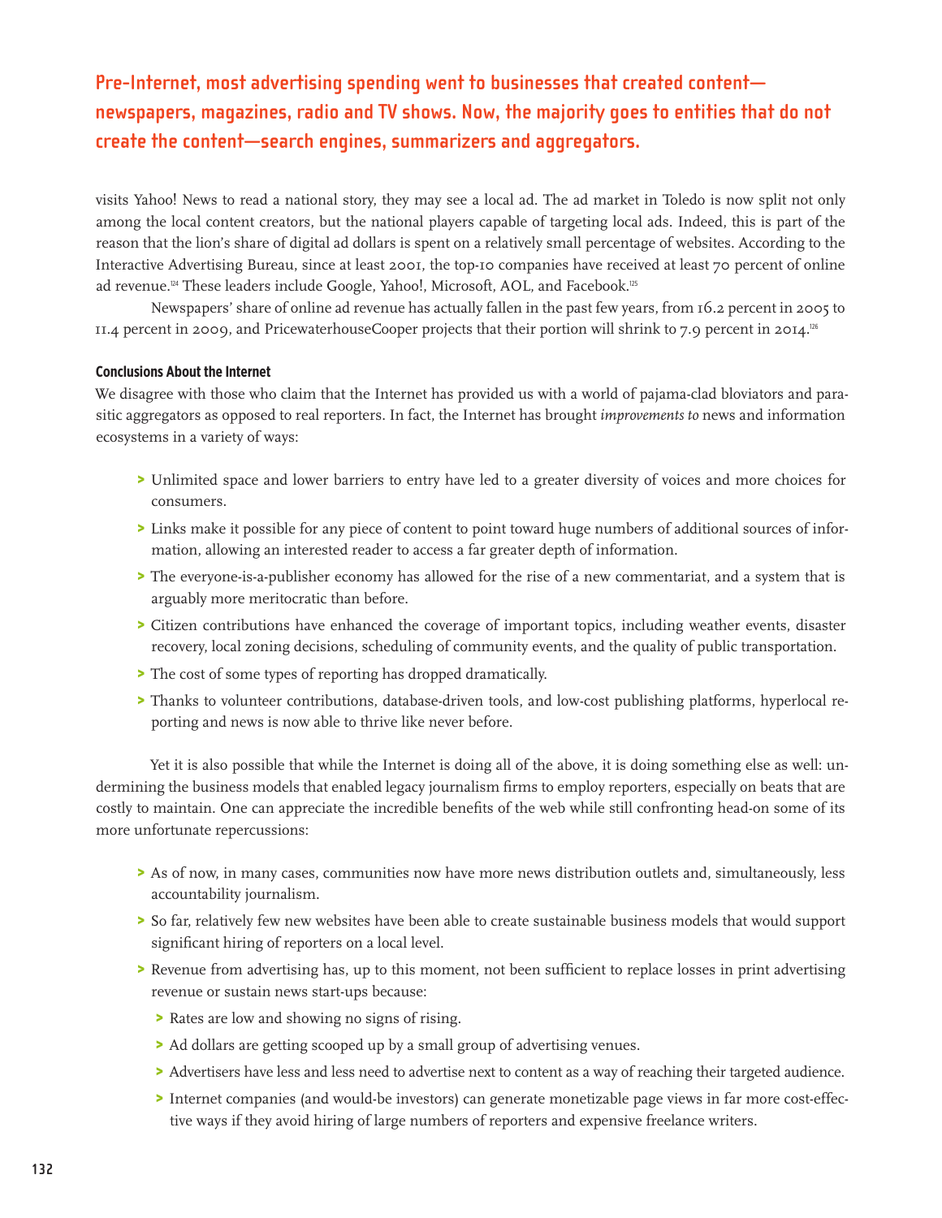**Pre-Internet, most advertising spending went to businesses that created content—newspapers, magazines, radio and TV shows. Now, the majority goes to entities that do not create the content—search engines, summarizers and aggregators.**

visits Yahoo! News to read a national story, they may see a local ad. The ad market in Toledo is now split not only among the local content creators, but the national players capable of targeting local ads. Indeed, this is part of the reason that the lion's share of digital ad dollars is spent on a relatively small percentage of websites. According to the Interactive Advertising Bureau, since at least 2001, the top-10 companies have received at least 70 percent of online ad revenue.[124] These leaders include Google, Yahoo!, Microsoft, AOL, and Facebook.[125]

Newspapers' share of online ad revenue has actually fallen in the past few years, from 16.2 percent in 2005 to 11.4 percent in 2009, and PricewaterhouseCooper projects that their portion will shrink to 7.9 percent in 2014.[126]

#### Conclusions About the Internet

We disagree with those who claim that the Internet has provided us with a world of pajama-clad bloviators and parasitic aggregators as opposed to real reporters. In fact, the Internet has brought *improvements to* news and information ecosystems in a variety of ways:

- Unlimited space and lower barriers to entry have led to a greater diversity of voices and more choices for consumers.
- Links make it possible for any piece of content to point toward huge numbers of additional sources of information, allowing an interested reader to access a far greater depth of information.
- The everyone-is-a-publisher economy has allowed for the rise of a new commentariat, and a system that is arguably more meritocratic than before.
- Citizen contributions have enhanced the coverage of important topics, including weather events, disaster recovery, local zoning decisions, scheduling of community events, and the quality of public transportation.
- The cost of some types of reporting has dropped dramatically.
- Thanks to volunteer contributions, database-driven tools, and low-cost publishing platforms, hyperlocal reporting and news is now able to thrive like never before.

Yet it is also possible that while the Internet is doing all of the above, it is doing something else as well: undermining the business models that enabled legacy journalism firms to employ reporters, especially on beats that are costly to maintain. One can appreciate the incredible benefits of the web while still confronting head-on some of its more unfortunate repercussions:

- As of now, in many cases, communities now have more news distribution outlets and, simultaneously, less accountability journalism.
- So far, relatively few new websites have been able to create sustainable business models that would support significant hiring of reporters on a local level.
- Revenue from advertising has, up to this moment, not been sufficient to replace losses in print advertising revenue or sustain news start-ups because:
  - Rates are low and showing no signs of rising.
  - Ad dollars are getting scooped up by a small group of advertising venues.
  - Advertisers have less and less need to advertise next to content as a way of reaching their targeted audience.
  - Internet companies (and would-be investors) can generate monetizable page views in far more cost-effective ways if they avoid hiring of large numbers of reporters and expensive freelance writers.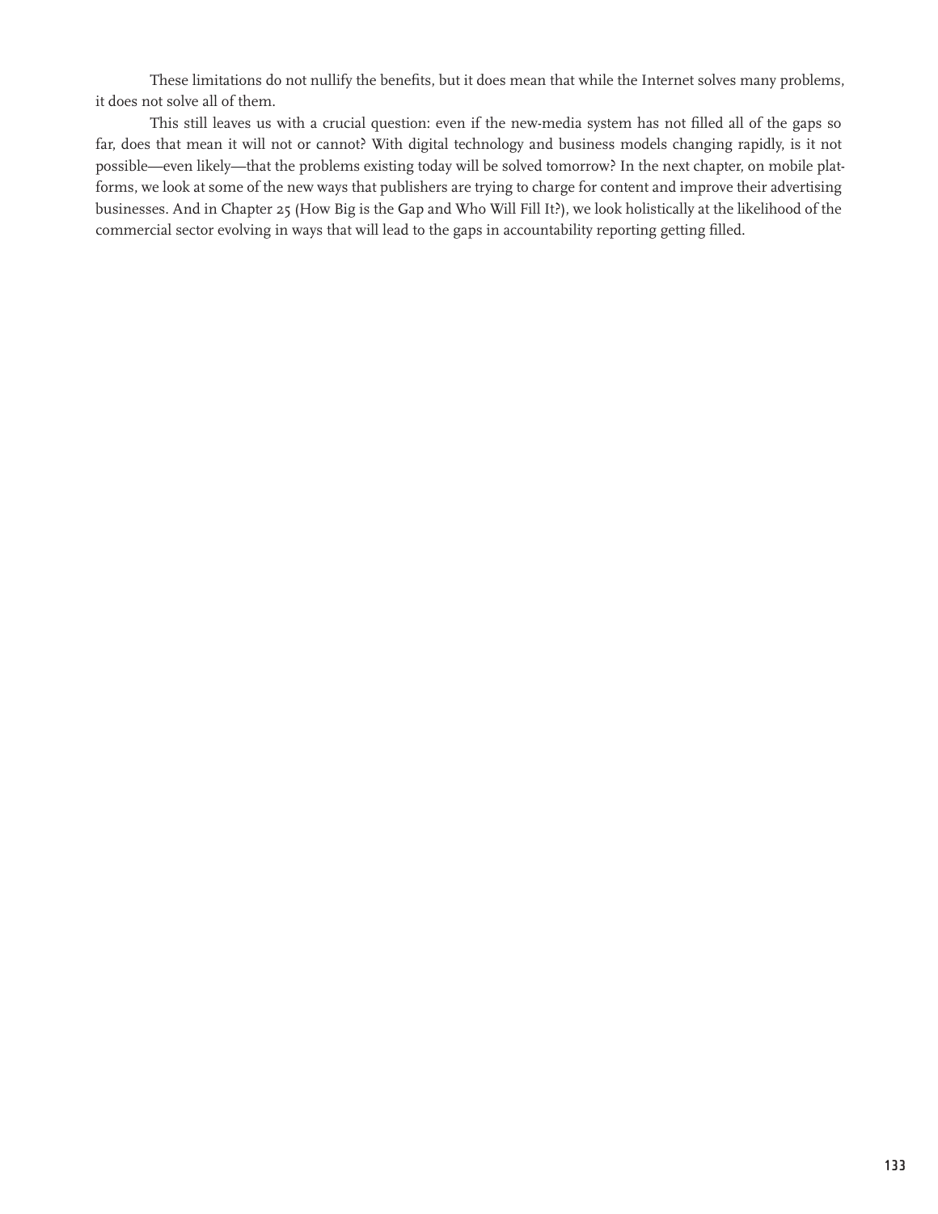These limitations do not nullify the benefits, but it does mean that while the Internet solves many problems, it does not solve all of them.

This still leaves us with a crucial question: even if the new-media system has not filled all of the gaps so far, does that mean it will not or cannot? With digital technology and business models changing rapidly, is it not possible—even likely—that the problems existing today will be solved tomorrow? In the next chapter, on mobile platforms, we look at some of the new ways that publishers are trying to charge for content and improve their advertising businesses. And in Chapter 25 (How Big is the Gap and Who Will Fill It?), we look holistically at the likelihood of the commercial sector evolving in ways that will lead to the gaps in accountability reporting getting filled.